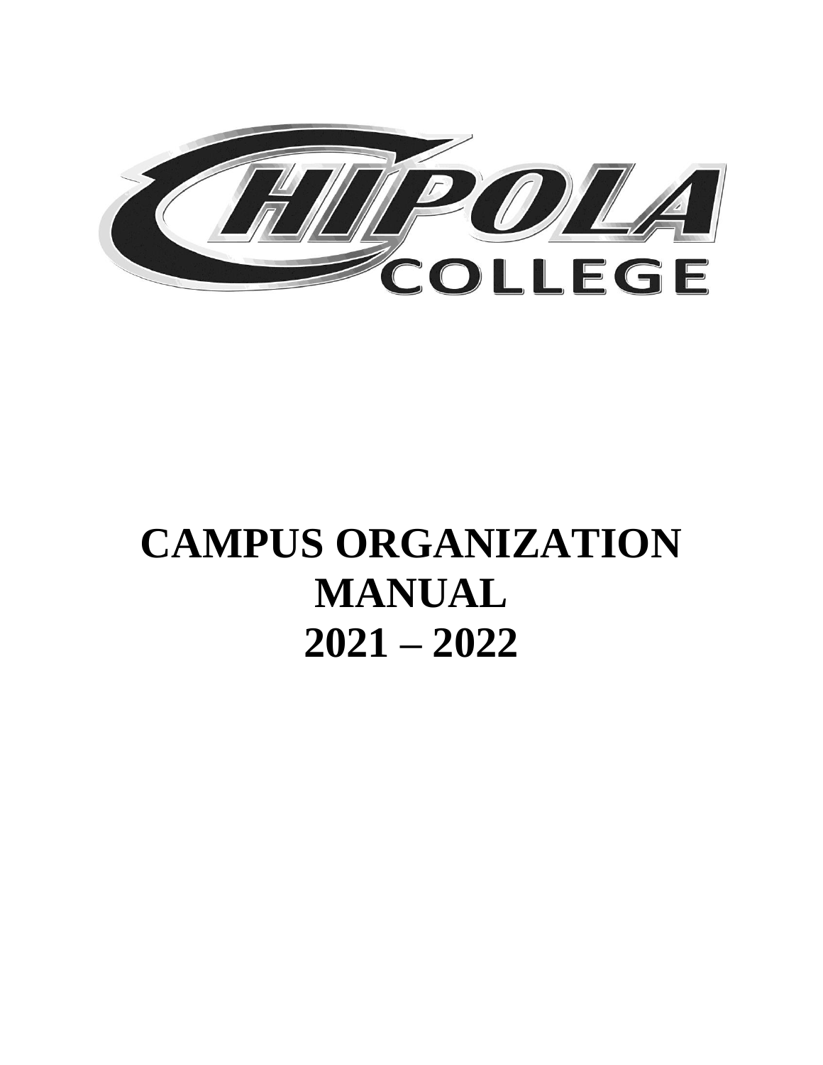CHIPOLA COLLEGE

# CAMPUS ORGANIZATION MANUAL 2021 – 2022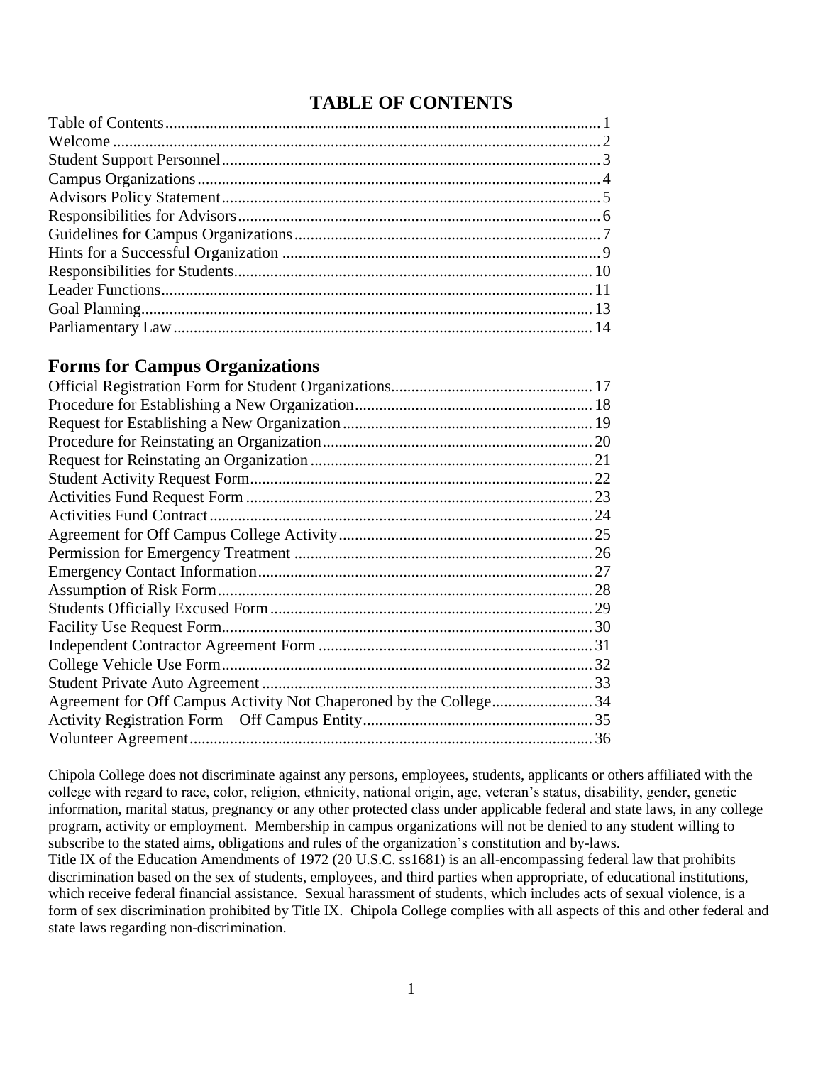# TABLE OF CONTENTS

| | |
|---|---|
| Table of Contents | 1 |
| Welcome | 2 |
| Student Support Personnel | 3 |
| Campus Organizations | 4 |
| Advisors Policy Statement | 5 |
| Responsibilities for Advisors | 6 |
| Guidelines for Campus Organizations | 7 |
| Hints for a Successful Organization | 9 |
| Responsibilities for Students | 10 |
| Leader Functions | 11 |
| Goal Planning | 13 |
| Parliamentary Law | 14 |

## Forms for Campus Organizations

| | |
|---|---|
| Official Registration Form for Student Organizations | 17 |
| Procedure for Establishing a New Organization | 18 |
| Request for Establishing a New Organization | 19 |
| Procedure for Reinstating an Organization | 20 |
| Request for Reinstating an Organization | 21 |
| Student Activity Request Form | 22 |
| Activities Fund Request Form | 23 |
| Activities Fund Contract | 24 |
| Agreement for Off Campus College Activity | 25 |
| Permission for Emergency Treatment | 26 |
| Emergency Contact Information | 27 |
| Assumption of Risk Form | 28 |
| Students Officially Excused Form | 29 |
| Facility Use Request Form | 30 |
| Independent Contractor Agreement Form | 31 |
| College Vehicle Use Form | 32 |
| Student Private Auto Agreement | 33 |
| Agreement for Off Campus Activity Not Chaperoned by the College | 34 |
| Activity Registration Form – Off Campus Entity | 35 |
| Volunteer Agreement | 36 |

Chipola College does not discriminate against any persons, employees, students, applicants or others affiliated with the college with regard to race, color, religion, ethnicity, national origin, age, veteran's status, disability, gender, genetic information, marital status, pregnancy or any other protected class under applicable federal and state laws, in any college program, activity or employment. Membership in campus organizations will not be denied to any student willing to subscribe to the stated aims, obligations and rules of the organization's constitution and by-laws.

Title IX of the Education Amendments of 1972 (20 U.S.C. ss1681) is an all-encompassing federal law that prohibits discrimination based on the sex of students, employees, and third parties when appropriate, of educational institutions, which receive federal financial assistance. Sexual harassment of students, which includes acts of sexual violence, is a form of sex discrimination prohibited by Title IX. Chipola College complies with all aspects of this and other federal and state laws regarding non-discrimination.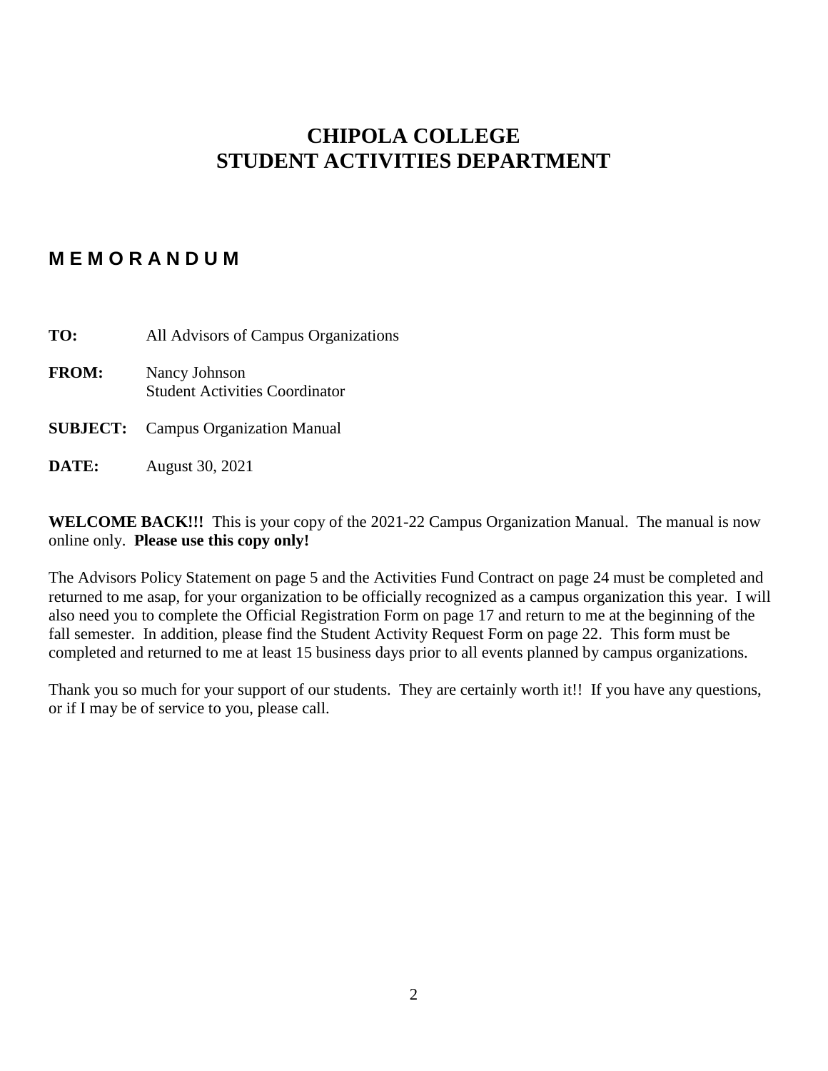# CHIPOLA COLLEGE
# STUDENT ACTIVITIES DEPARTMENT

## M E M O R A N D U M

**TO:** All Advisors of Campus Organizations

**FROM:** Nancy Johnson
Student Activities Coordinator

**SUBJECT:** Campus Organization Manual

**DATE:** August 30, 2021

**WELCOME BACK!!!** This is your copy of the 2021-22 Campus Organization Manual. The manual is now online only. **Please use this copy only!**

The Advisors Policy Statement on page 5 and the Activities Fund Contract on page 24 must be completed and returned to me asap, for your organization to be officially recognized as a campus organization this year. I will also need you to complete the Official Registration Form on page 17 and return to me at the beginning of the fall semester. In addition, please find the Student Activity Request Form on page 22. This form must be completed and returned to me at least 15 business days prior to all events planned by campus organizations.

Thank you so much for your support of our students. They are certainly worth it!! If you have any questions, or if I may be of service to you, please call.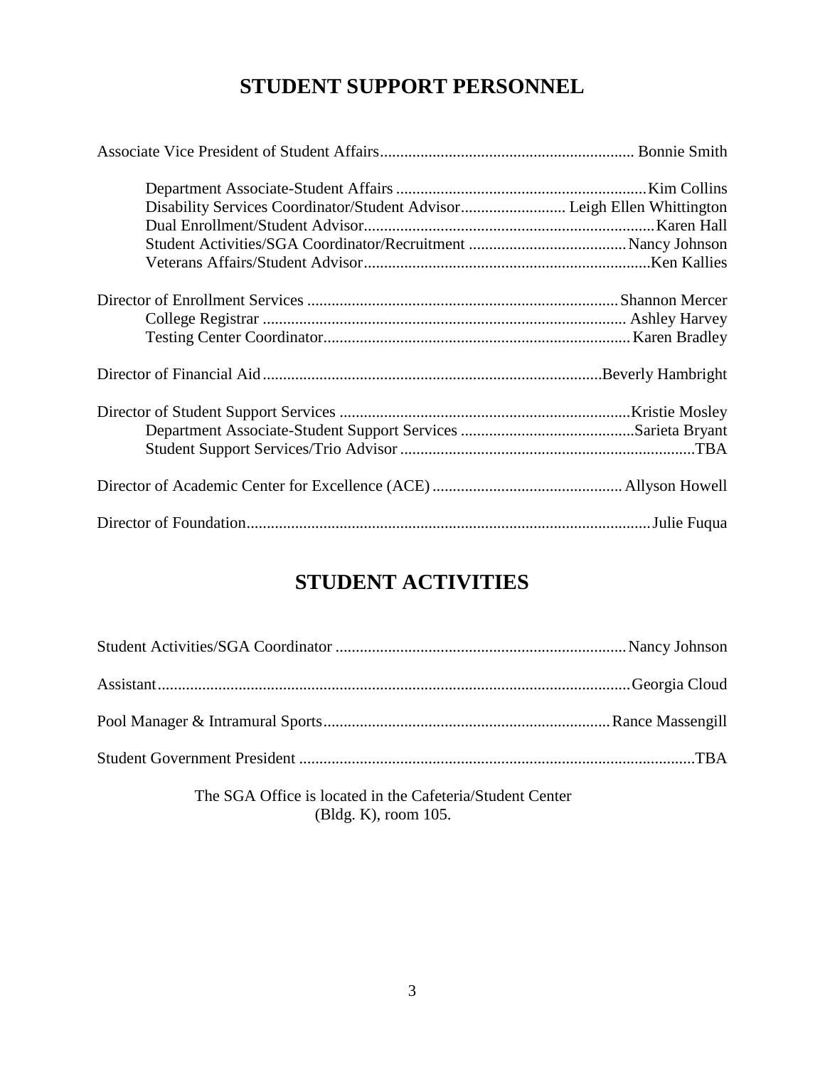# STUDENT SUPPORT PERSONNEL

Associate Vice President of Student Affairs............................................................... Bonnie Smith

- Department Associate-Student Affairs .............................................................Kim Collins
- Disability Services Coordinator/Student Advisor.......................... Leigh Ellen Whittington
- Dual Enrollment/Student Advisor.......................................................................Karen Hall
- Student Activities/SGA Coordinator/Recruitment .......................................Nancy Johnson
- Veterans Affairs/Student Advisor......................................................................Ken Kallies

Director of Enrollment Services ............................................................................Shannon Mercer

- College Registrar ........................................................................................ Ashley Harvey
- Testing Center Coordinator...........................................................................Karen Bradley

Director of Financial Aid...................................................................................Beverly Hambright

Director of Student Support Services .......................................................................Kristie Mosley

- Department Associate-Student Support Services ...........................................Sarieta Bryant
- Student Support Services/Trio Advisor ........................................................................TBA

Director of Academic Center for Excellence (ACE) ............................................... Allyson Howell

Director of Foundation...................................................................................................Julie Fuqua

# STUDENT ACTIVITIES

Student Activities/SGA Coordinator .......................................................................Nancy Johnson

Assistant....................................................................................................................Georgia Cloud

Pool Manager & Intramural Sports......................................................................Rance Massengill

Student Government President .................................................................................................TBA

The SGA Office is located in the Cafeteria/Student Center (Bldg. K), room 105.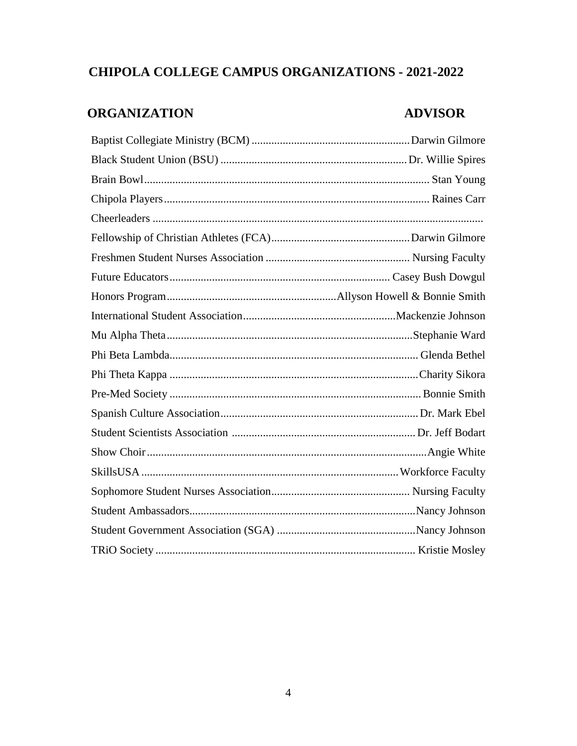## CHIPOLA COLLEGE CAMPUS ORGANIZATIONS - 2021-2022

| ORGANIZATION | ADVISOR |
|---|---|
| Baptist Collegiate Ministry (BCM) | Darwin Gilmore |
| Black Student Union (BSU) | Dr. Willie Spires |
| Brain Bowl | Stan Young |
| Chipola Players | Raines Carr |
| Cheerleaders | |
| Fellowship of Christian Athletes (FCA) | Darwin Gilmore |
| Freshmen Student Nurses Association | Nursing Faculty |
| Future Educators | Casey Bush Dowgul |
| Honors Program | Allyson Howell & Bonnie Smith |
| International Student Association | Mackenzie Johnson |
| Mu Alpha Theta | Stephanie Ward |
| Phi Beta Lambda | Glenda Bethel |
| Phi Theta Kappa | Charity Sikora |
| Pre-Med Society | Bonnie Smith |
| Spanish Culture Association | Dr. Mark Ebel |
| Student Scientists Association | Dr. Jeff Bodart |
| Show Choir | Angie White |
| SkillsUSA | Workforce Faculty |
| Sophomore Student Nurses Association | Nursing Faculty |
| Student Ambassadors | Nancy Johnson |
| Student Government Association (SGA) | Nancy Johnson |
| TRiO Society | Kristie Mosley |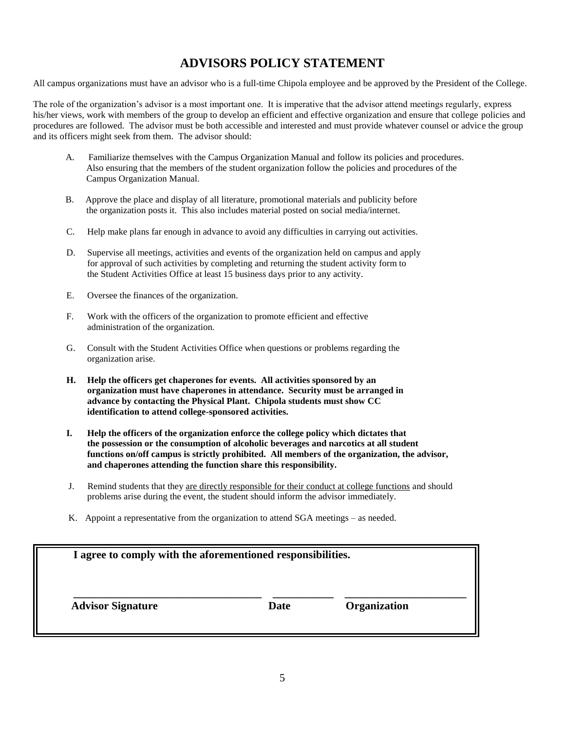# ADVISORS POLICY STATEMENT

All campus organizations must have an advisor who is a full-time Chipola employee and be approved by the President of the College.

The role of the organization's advisor is a most important one. It is imperative that the advisor attend meetings regularly, express his/her views, work with members of the group to develop an efficient and effective organization and ensure that college policies and procedures are followed. The advisor must be both accessible and interested and must provide whatever counsel or advice the group and its officers might seek from them. The advisor should:

A. Familiarize themselves with the Campus Organization Manual and follow its policies and procedures. Also ensuring that the members of the student organization follow the policies and procedures of the Campus Organization Manual.

B. Approve the place and display of all literature, promotional materials and publicity before the organization posts it. This also includes material posted on social media/internet.

C. Help make plans far enough in advance to avoid any difficulties in carrying out activities.

D. Supervise all meetings, activities and events of the organization held on campus and apply for approval of such activities by completing and returning the student activity form to the Student Activities Office at least 15 business days prior to any activity.

E. Oversee the finances of the organization.

F. Work with the officers of the organization to promote efficient and effective administration of the organization.

G. Consult with the Student Activities Office when questions or problems regarding the organization arise.

**H. Help the officers get chaperones for events. All activities sponsored by an organization must have chaperones in attendance. Security must be arranged in advance by contacting the Physical Plant. Chipola students must show CC identification to attend college-sponsored activities.**

**I. Help the officers of the organization enforce the college policy which dictates that the possession or the consumption of alcoholic beverages and narcotics at all student functions on/off campus is strictly prohibited. All members of the organization, the advisor, and chaperones attending the function share this responsibility.**

J. Remind students that they <u>are directly responsible for their conduct at college functions</u> and should problems arise during the event, the student should inform the advisor immediately.

K. Appoint a representative from the organization to attend SGA meetings – as needed.

**I agree to comply with the aforementioned responsibilities.**

| ___________________________ | __________ | ___________________ |
|---|---|---|
| **Advisor Signature** | **Date** | **Organization** |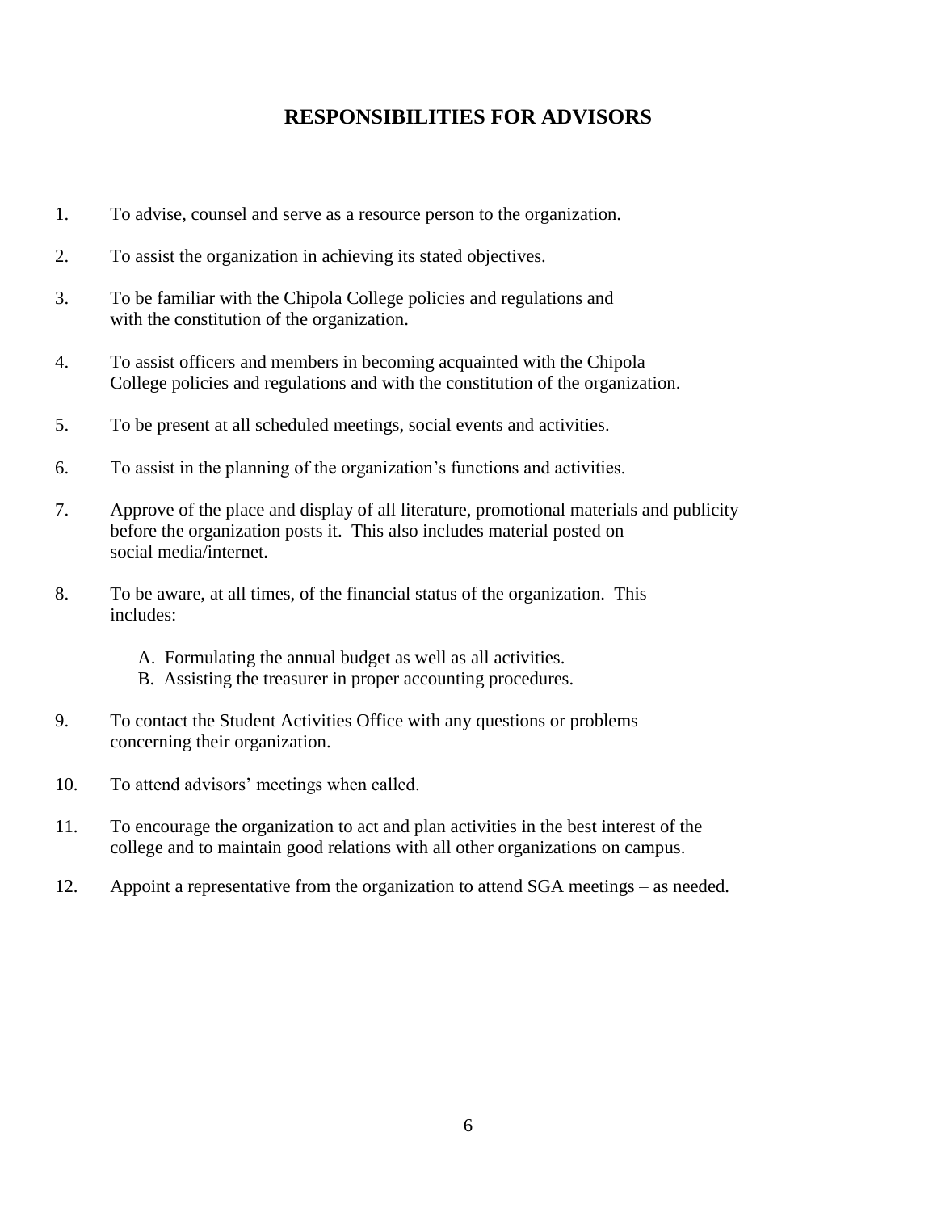# RESPONSIBILITIES FOR ADVISORS

1. To advise, counsel and serve as a resource person to the organization.
2. To assist the organization in achieving its stated objectives.
3. To be familiar with the Chipola College policies and regulations and with the constitution of the organization.
4. To assist officers and members in becoming acquainted with the Chipola College policies and regulations and with the constitution of the organization.
5. To be present at all scheduled meetings, social events and activities.
6. To assist in the planning of the organization's functions and activities.
7. Approve of the place and display of all literature, promotional materials and publicity before the organization posts it. This also includes material posted on social media/internet.
8. To be aware, at all times, of the financial status of the organization. This includes:

   A. Formulating the annual budget as well as all activities.
   B. Assisting the treasurer in proper accounting procedures.

9. To contact the Student Activities Office with any questions or problems concerning their organization.
10. To attend advisors' meetings when called.
11. To encourage the organization to act and plan activities in the best interest of the college and to maintain good relations with all other organizations on campus.
12. Appoint a representative from the organization to attend SGA meetings – as needed.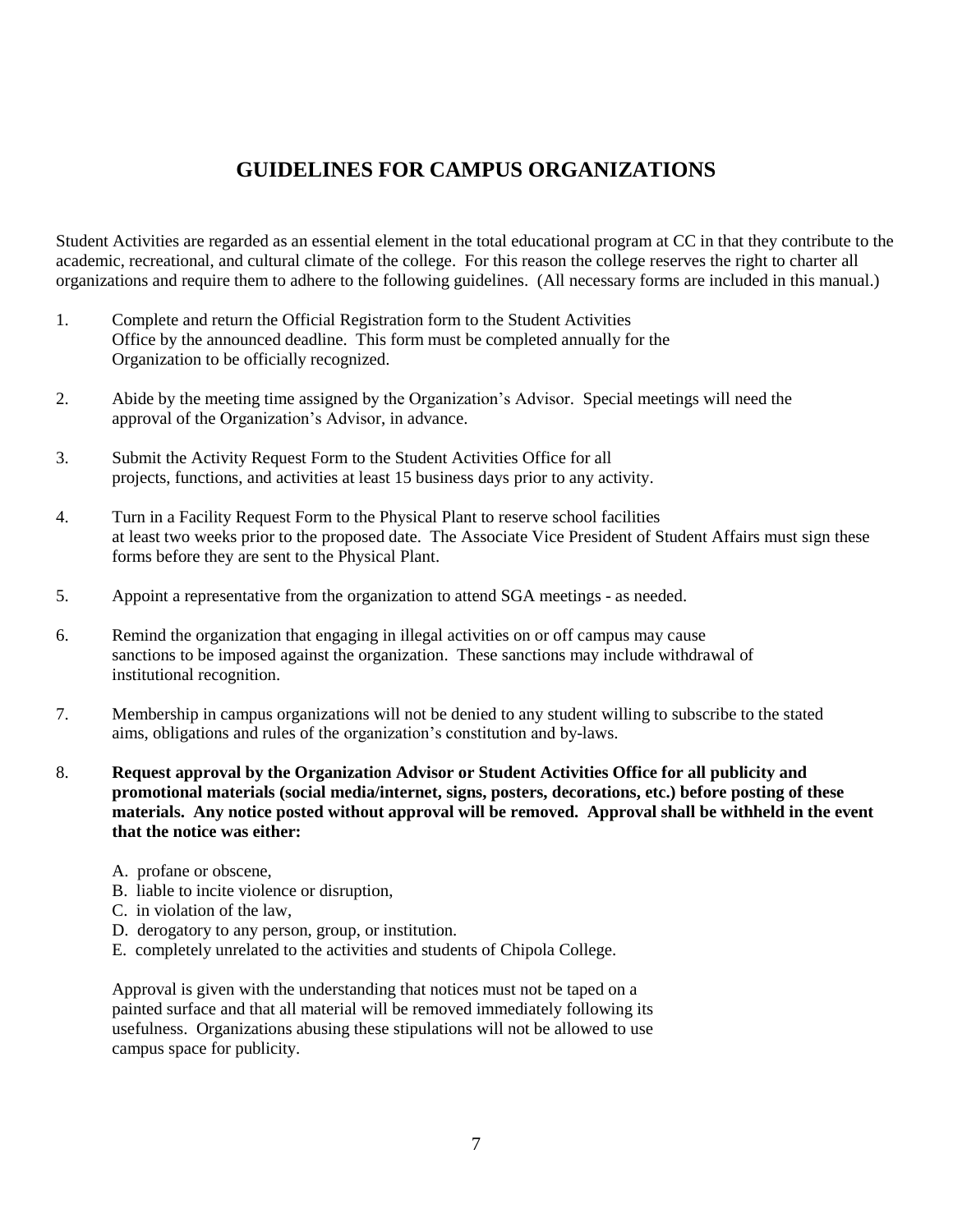# GUIDELINES FOR CAMPUS ORGANIZATIONS

Student Activities are regarded as an essential element in the total educational program at CC in that they contribute to the academic, recreational, and cultural climate of the college. For this reason the college reserves the right to charter all organizations and require them to adhere to the following guidelines. (All necessary forms are included in this manual.)

1. Complete and return the Official Registration form to the Student Activities Office by the announced deadline. This form must be completed annually for the Organization to be officially recognized.

2. Abide by the meeting time assigned by the Organization's Advisor. Special meetings will need the approval of the Organization's Advisor, in advance.

3. Submit the Activity Request Form to the Student Activities Office for all projects, functions, and activities at least 15 business days prior to any activity.

4. Turn in a Facility Request Form to the Physical Plant to reserve school facilities at least two weeks prior to the proposed date. The Associate Vice President of Student Affairs must sign these forms before they are sent to the Physical Plant.

5. Appoint a representative from the organization to attend SGA meetings - as needed.

6. Remind the organization that engaging in illegal activities on or off campus may cause sanctions to be imposed against the organization. These sanctions may include withdrawal of institutional recognition.

7. Membership in campus organizations will not be denied to any student willing to subscribe to the stated aims, obligations and rules of the organization's constitution and by-laws.

8. **Request approval by the Organization Advisor or Student Activities Office for all publicity and promotional materials (social media/internet, signs, posters, decorations, etc.) before posting of these materials. Any notice posted without approval will be removed. Approval shall be withheld in the event that the notice was either:**

   A. profane or obscene,
   B. liable to incite violence or disruption,
   C. in violation of the law,
   D. derogatory to any person, group, or institution.
   E. completely unrelated to the activities and students of Chipola College.

   Approval is given with the understanding that notices must not be taped on a painted surface and that all material will be removed immediately following its usefulness. Organizations abusing these stipulations will not be allowed to use campus space for publicity.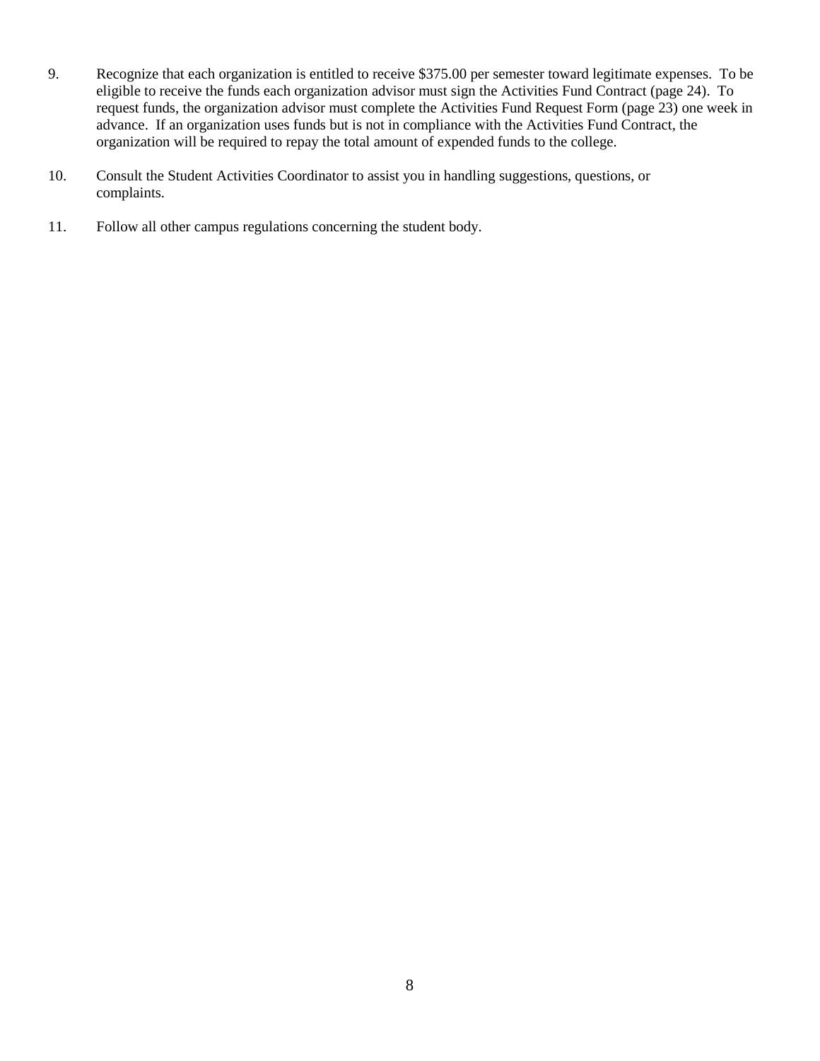9. Recognize that each organization is entitled to receive $375.00 per semester toward legitimate expenses. To be eligible to receive the funds each organization advisor must sign the Activities Fund Contract (page 24). To request funds, the organization advisor must complete the Activities Fund Request Form (page 23) one week in advance. If an organization uses funds but is not in compliance with the Activities Fund Contract, the organization will be required to repay the total amount of expended funds to the college.

10. Consult the Student Activities Coordinator to assist you in handling suggestions, questions, or complaints.

11. Follow all other campus regulations concerning the student body.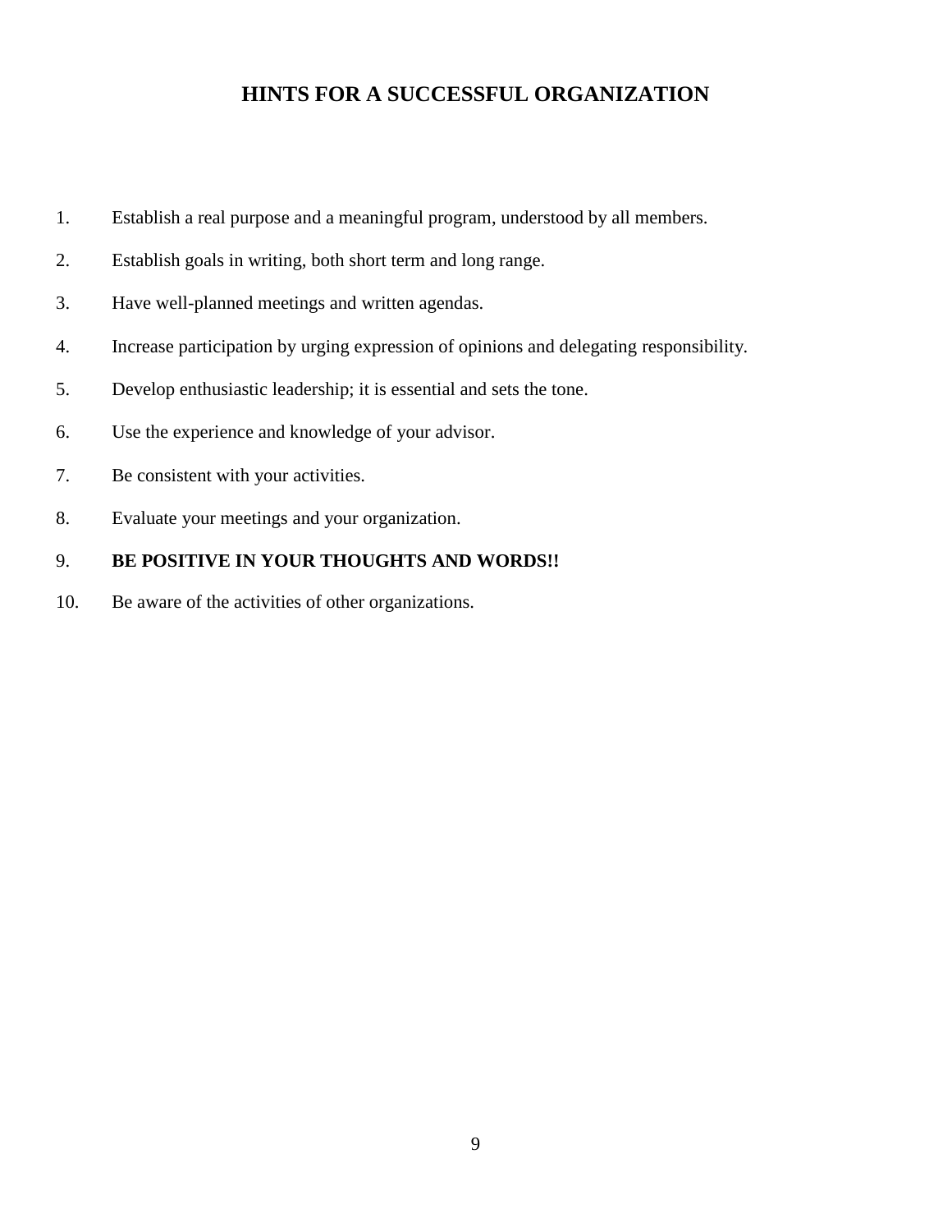# HINTS FOR A SUCCESSFUL ORGANIZATION

1. Establish a real purpose and a meaningful program, understood by all members.
2. Establish goals in writing, both short term and long range.
3. Have well-planned meetings and written agendas.
4. Increase participation by urging expression of opinions and delegating responsibility.
5. Develop enthusiastic leadership; it is essential and sets the tone.
6. Use the experience and knowledge of your advisor.
7. Be consistent with your activities.
8. Evaluate your meetings and your organization.
9. **BE POSITIVE IN YOUR THOUGHTS AND WORDS!!**
10. Be aware of the activities of other organizations.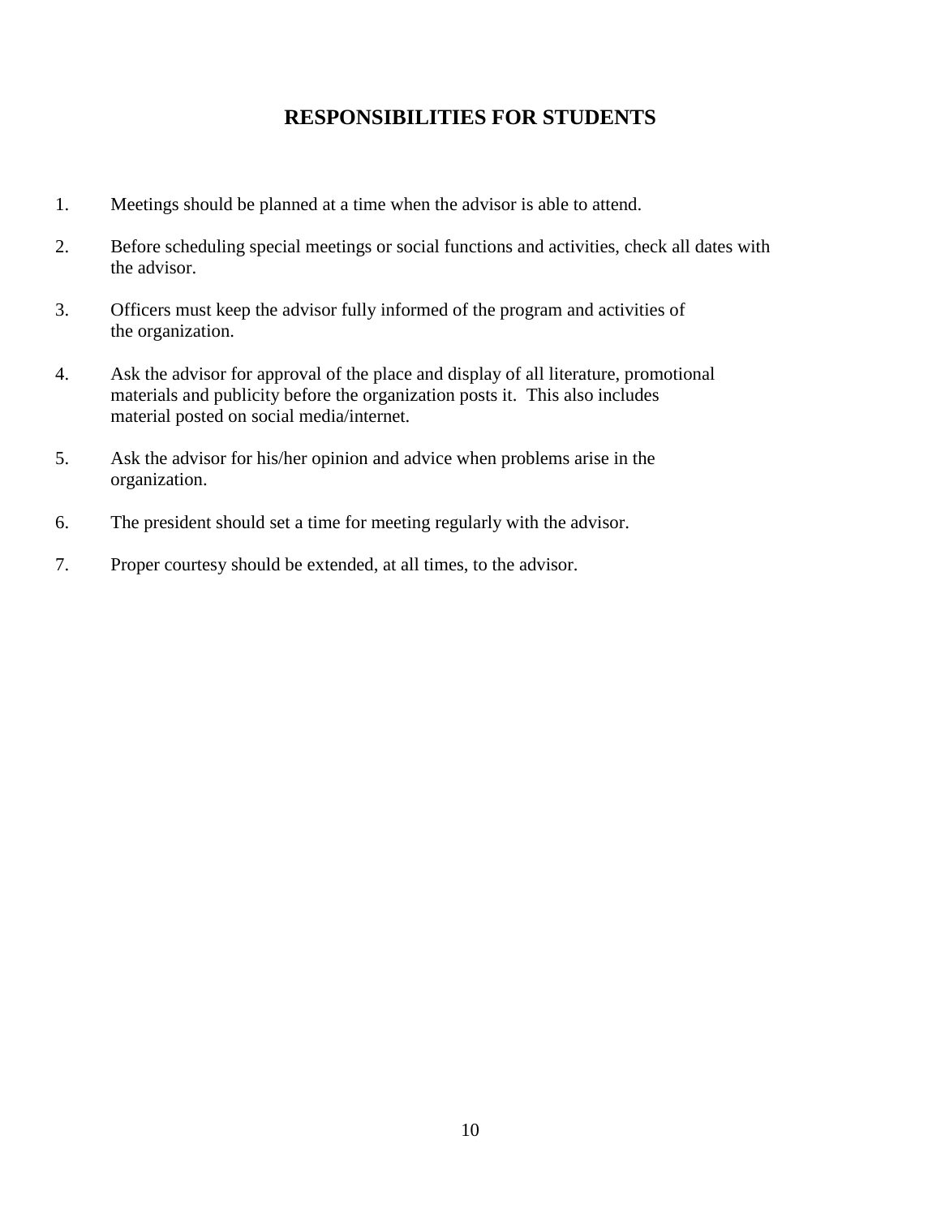# RESPONSIBILITIES FOR STUDENTS

1. Meetings should be planned at a time when the advisor is able to attend.

2. Before scheduling special meetings or social functions and activities, check all dates with the advisor.

3. Officers must keep the advisor fully informed of the program and activities of the organization.

4. Ask the advisor for approval of the place and display of all literature, promotional materials and publicity before the organization posts it. This also includes material posted on social media/internet.

5. Ask the advisor for his/her opinion and advice when problems arise in the organization.

6. The president should set a time for meeting regularly with the advisor.

7. Proper courtesy should be extended, at all times, to the advisor.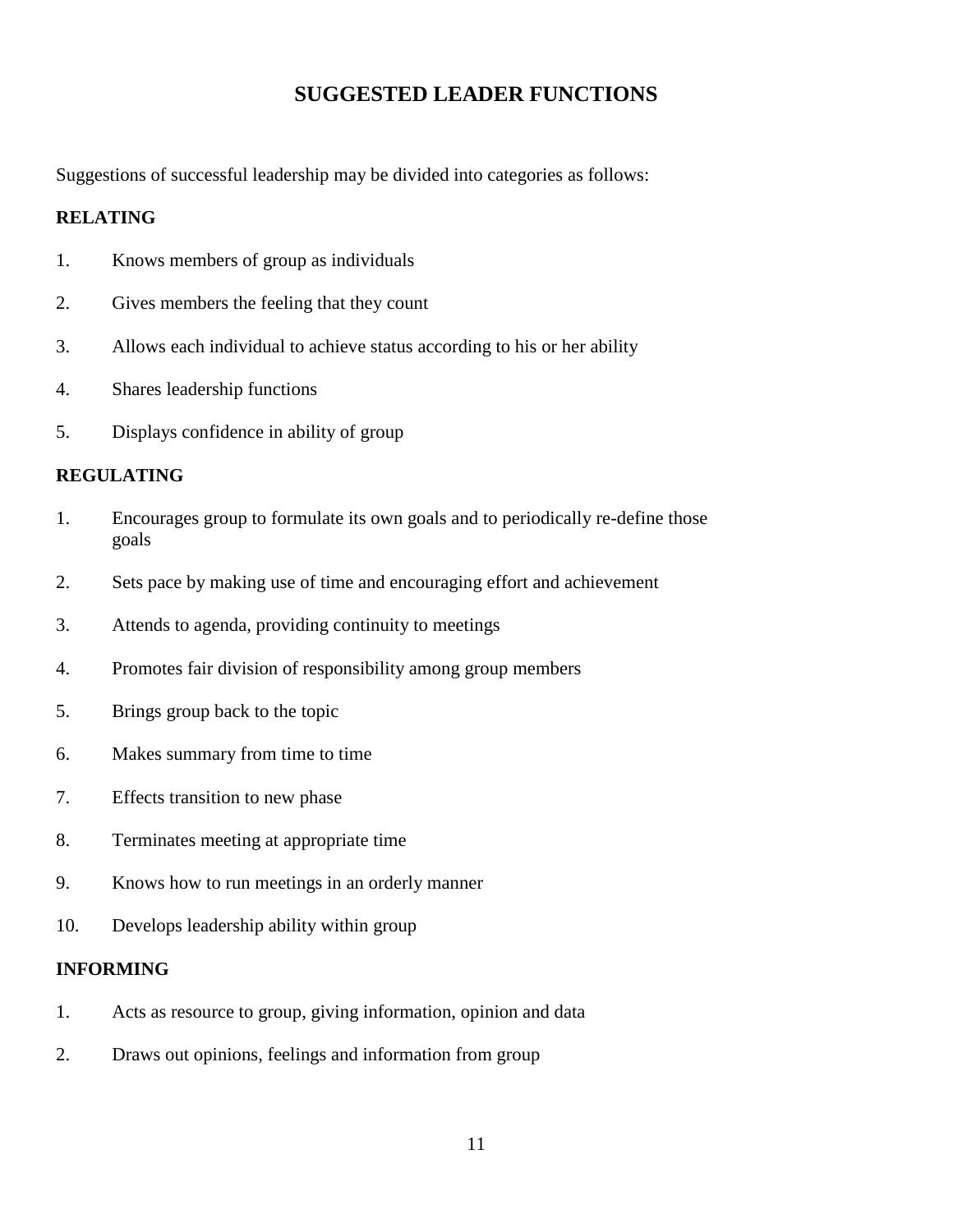# SUGGESTED LEADER FUNCTIONS

Suggestions of successful leadership may be divided into categories as follows:

**RELATING**

1. Knows members of group as individuals
2. Gives members the feeling that they count
3. Allows each individual to achieve status according to his or her ability
4. Shares leadership functions
5. Displays confidence in ability of group

**REGULATING**

1. Encourages group to formulate its own goals and to periodically re-define those goals
2. Sets pace by making use of time and encouraging effort and achievement
3. Attends to agenda, providing continuity to meetings
4. Promotes fair division of responsibility among group members
5. Brings group back to the topic
6. Makes summary from time to time
7. Effects transition to new phase
8. Terminates meeting at appropriate time
9. Knows how to run meetings in an orderly manner
10. Develops leadership ability within group

**INFORMING**

1. Acts as resource to group, giving information, opinion and data
2. Draws out opinions, feelings and information from group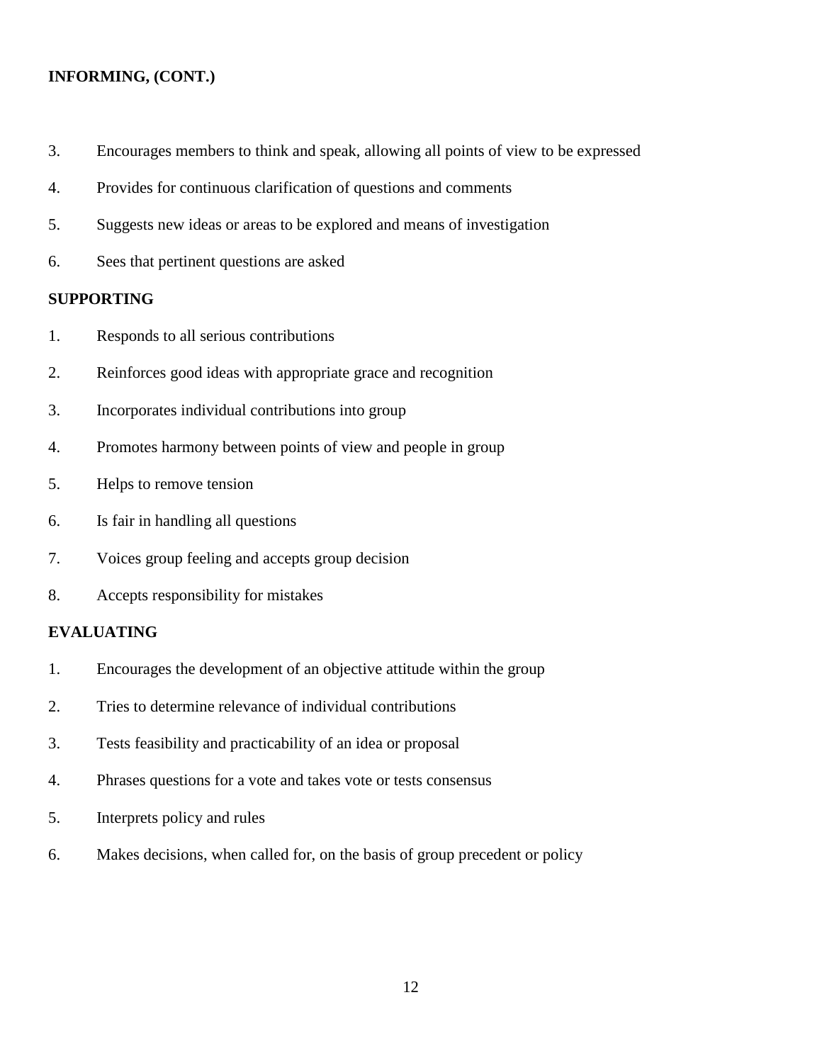**INFORMING, (CONT.)**

3. Encourages members to think and speak, allowing all points of view to be expressed
4. Provides for continuous clarification of questions and comments
5. Suggests new ideas or areas to be explored and means of investigation
6. Sees that pertinent questions are asked

**SUPPORTING**

1. Responds to all serious contributions
2. Reinforces good ideas with appropriate grace and recognition
3. Incorporates individual contributions into group
4. Promotes harmony between points of view and people in group
5. Helps to remove tension
6. Is fair in handling all questions
7. Voices group feeling and accepts group decision
8. Accepts responsibility for mistakes

**EVALUATING**

1. Encourages the development of an objective attitude within the group
2. Tries to determine relevance of individual contributions
3. Tests feasibility and practicability of an idea or proposal
4. Phrases questions for a vote and takes vote or tests consensus
5. Interprets policy and rules
6. Makes decisions, when called for, on the basis of group precedent or policy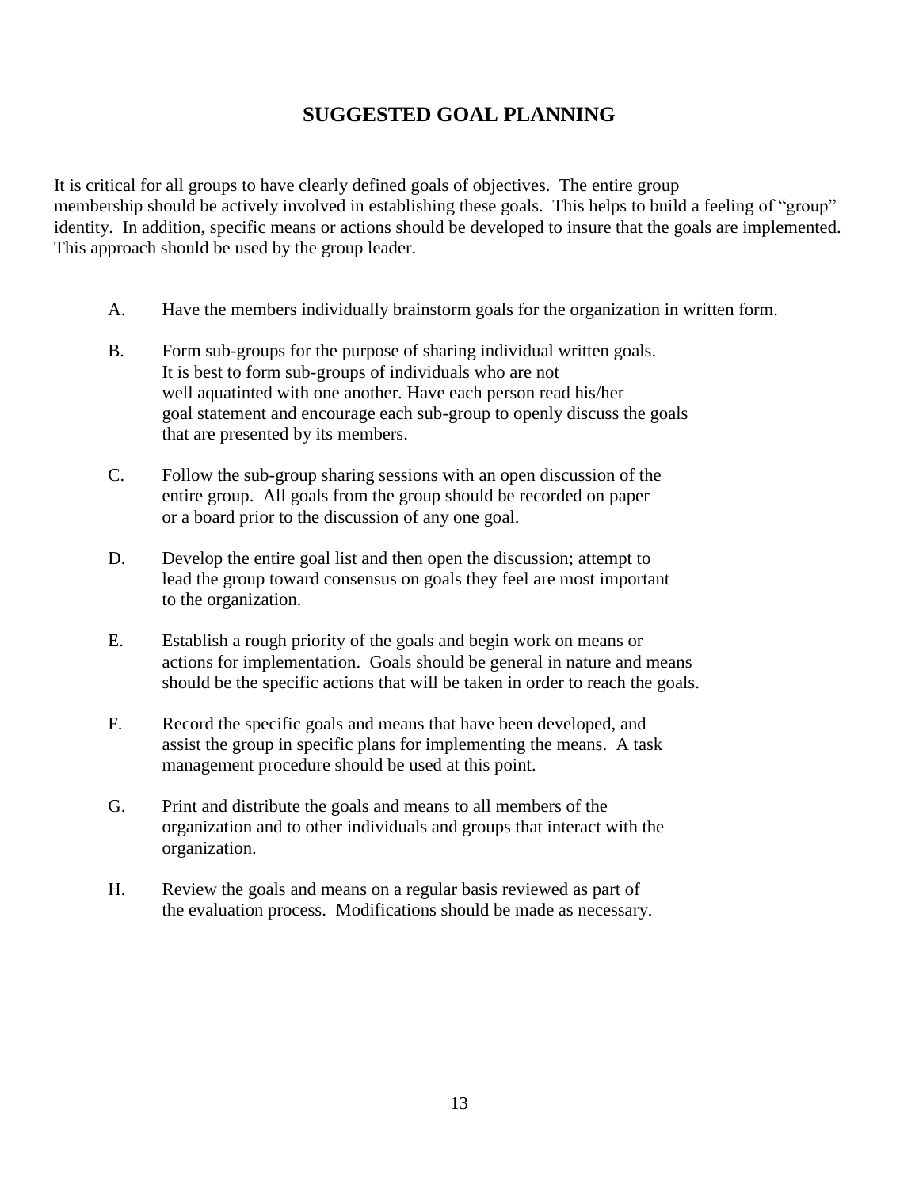# SUGGESTED GOAL PLANNING

It is critical for all groups to have clearly defined goals of objectives. The entire group membership should be actively involved in establishing these goals. This helps to build a feeling of "group" identity. In addition, specific means or actions should be developed to insure that the goals are implemented. This approach should be used by the group leader.

A. Have the members individually brainstorm goals for the organization in written form.

B. Form sub-groups for the purpose of sharing individual written goals. It is best to form sub-groups of individuals who are not well aquatinted with one another. Have each person read his/her goal statement and encourage each sub-group to openly discuss the goals that are presented by its members.

C. Follow the sub-group sharing sessions with an open discussion of the entire group. All goals from the group should be recorded on paper or a board prior to the discussion of any one goal.

D. Develop the entire goal list and then open the discussion; attempt to lead the group toward consensus on goals they feel are most important to the organization.

E. Establish a rough priority of the goals and begin work on means or actions for implementation. Goals should be general in nature and means should be the specific actions that will be taken in order to reach the goals.

F. Record the specific goals and means that have been developed, and assist the group in specific plans for implementing the means. A task management procedure should be used at this point.

G. Print and distribute the goals and means to all members of the organization and to other individuals and groups that interact with the organization.

H. Review the goals and means on a regular basis reviewed as part of the evaluation process. Modifications should be made as necessary.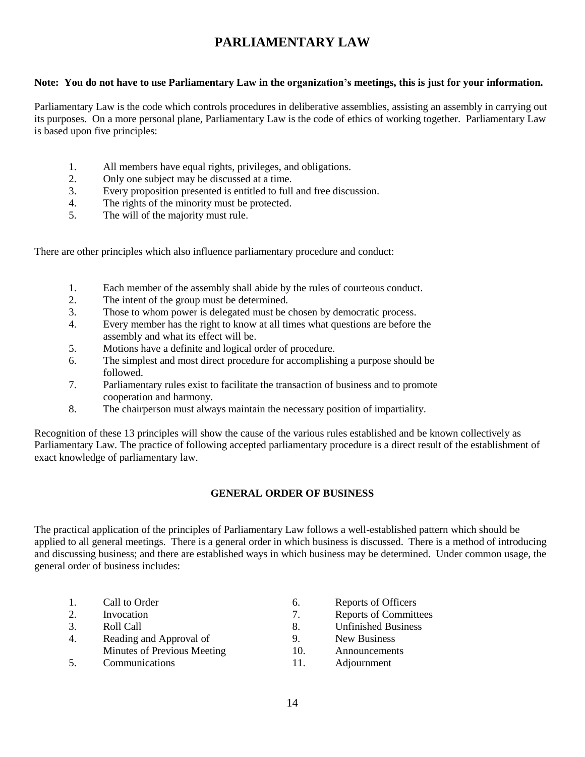# PARLIAMENTARY LAW

**Note: You do not have to use Parliamentary Law in the organization's meetings, this is just for your information.**

Parliamentary Law is the code which controls procedures in deliberative assemblies, assisting an assembly in carrying out its purposes. On a more personal plane, Parliamentary Law is the code of ethics of working together. Parliamentary Law is based upon five principles:

1. All members have equal rights, privileges, and obligations.
2. Only one subject may be discussed at a time.
3. Every proposition presented is entitled to full and free discussion.
4. The rights of the minority must be protected.
5. The will of the majority must rule.

There are other principles which also influence parliamentary procedure and conduct:

1. Each member of the assembly shall abide by the rules of courteous conduct.
2. The intent of the group must be determined.
3. Those to whom power is delegated must be chosen by democratic process.
4. Every member has the right to know at all times what questions are before the assembly and what its effect will be.
5. Motions have a definite and logical order of procedure.
6. The simplest and most direct procedure for accomplishing a purpose should be followed.
7. Parliamentary rules exist to facilitate the transaction of business and to promote cooperation and harmony.
8. The chairperson must always maintain the necessary position of impartiality.

Recognition of these 13 principles will show the cause of the various rules established and be known collectively as Parliamentary Law. The practice of following accepted parliamentary procedure is a direct result of the establishment of exact knowledge of parliamentary law.

## GENERAL ORDER OF BUSINESS

The practical application of the principles of Parliamentary Law follows a well-established pattern which should be applied to all general meetings. There is a general order in which business is discussed. There is a method of introducing and discussing business; and there are established ways in which business may be determined. Under common usage, the general order of business includes:

1. Call to Order
2. Invocation
3. Roll Call
4. Reading and Approval of Minutes of Previous Meeting
5. Communications
6. Reports of Officers
7. Reports of Committees
8. Unfinished Business
9. New Business
10. Announcements
11. Adjournment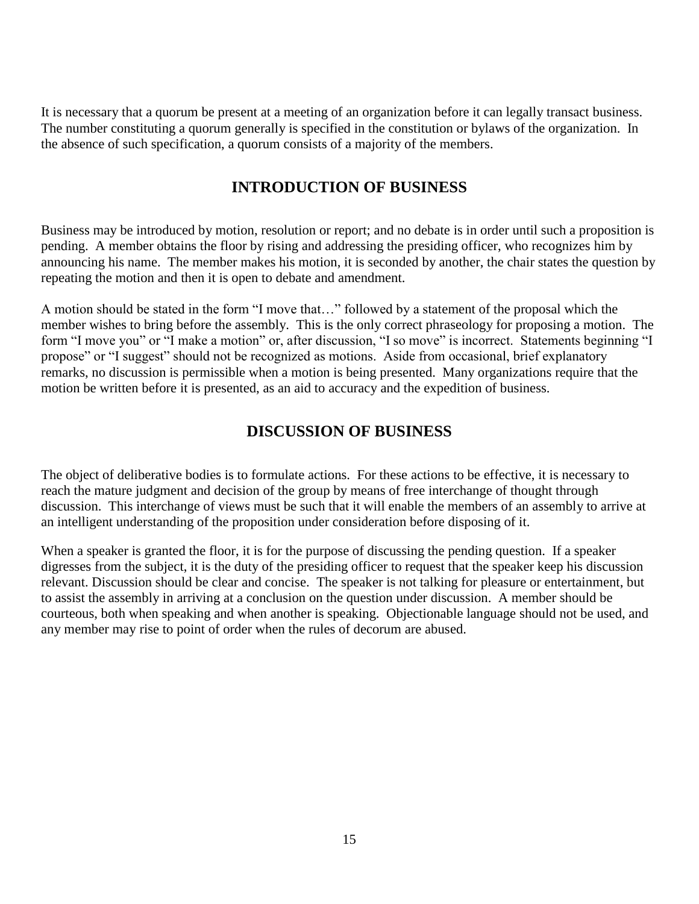It is necessary that a quorum be present at a meeting of an organization before it can legally transact business. The number constituting a quorum generally is specified in the constitution or bylaws of the organization. In the absence of such specification, a quorum consists of a majority of the members.

## INTRODUCTION OF BUSINESS

Business may be introduced by motion, resolution or report; and no debate is in order until such a proposition is pending. A member obtains the floor by rising and addressing the presiding officer, who recognizes him by announcing his name. The member makes his motion, it is seconded by another, the chair states the question by repeating the motion and then it is open to debate and amendment.

A motion should be stated in the form "I move that…" followed by a statement of the proposal which the member wishes to bring before the assembly. This is the only correct phraseology for proposing a motion. The form "I move you" or "I make a motion" or, after discussion, "I so move" is incorrect. Statements beginning "I propose" or "I suggest" should not be recognized as motions. Aside from occasional, brief explanatory remarks, no discussion is permissible when a motion is being presented. Many organizations require that the motion be written before it is presented, as an aid to accuracy and the expedition of business.

## DISCUSSION OF BUSINESS

The object of deliberative bodies is to formulate actions. For these actions to be effective, it is necessary to reach the mature judgment and decision of the group by means of free interchange of thought through discussion. This interchange of views must be such that it will enable the members of an assembly to arrive at an intelligent understanding of the proposition under consideration before disposing of it.

When a speaker is granted the floor, it is for the purpose of discussing the pending question. If a speaker digresses from the subject, it is the duty of the presiding officer to request that the speaker keep his discussion relevant. Discussion should be clear and concise. The speaker is not talking for pleasure or entertainment, but to assist the assembly in arriving at a conclusion on the question under discussion. A member should be courteous, both when speaking and when another is speaking. Objectionable language should not be used, and any member may rise to point of order when the rules of decorum are abused.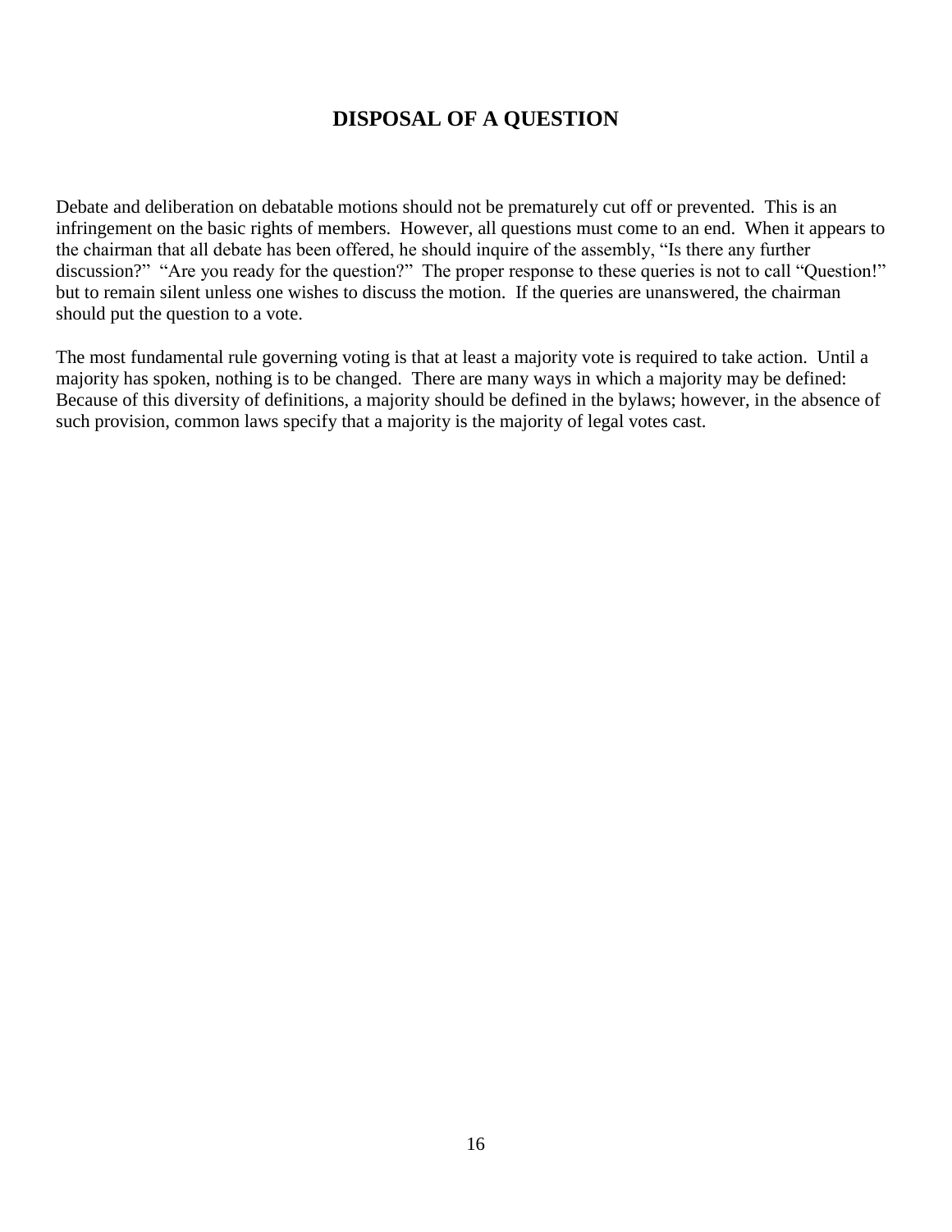# DISPOSAL OF A QUESTION

Debate and deliberation on debatable motions should not be prematurely cut off or prevented. This is an infringement on the basic rights of members. However, all questions must come to an end. When it appears to the chairman that all debate has been offered, he should inquire of the assembly, "Is there any further discussion?" "Are you ready for the question?" The proper response to these queries is not to call "Question!" but to remain silent unless one wishes to discuss the motion. If the queries are unanswered, the chairman should put the question to a vote.

The most fundamental rule governing voting is that at least a majority vote is required to take action. Until a majority has spoken, nothing is to be changed. There are many ways in which a majority may be defined: Because of this diversity of definitions, a majority should be defined in the bylaws; however, in the absence of such provision, common laws specify that a majority is the majority of legal votes cast.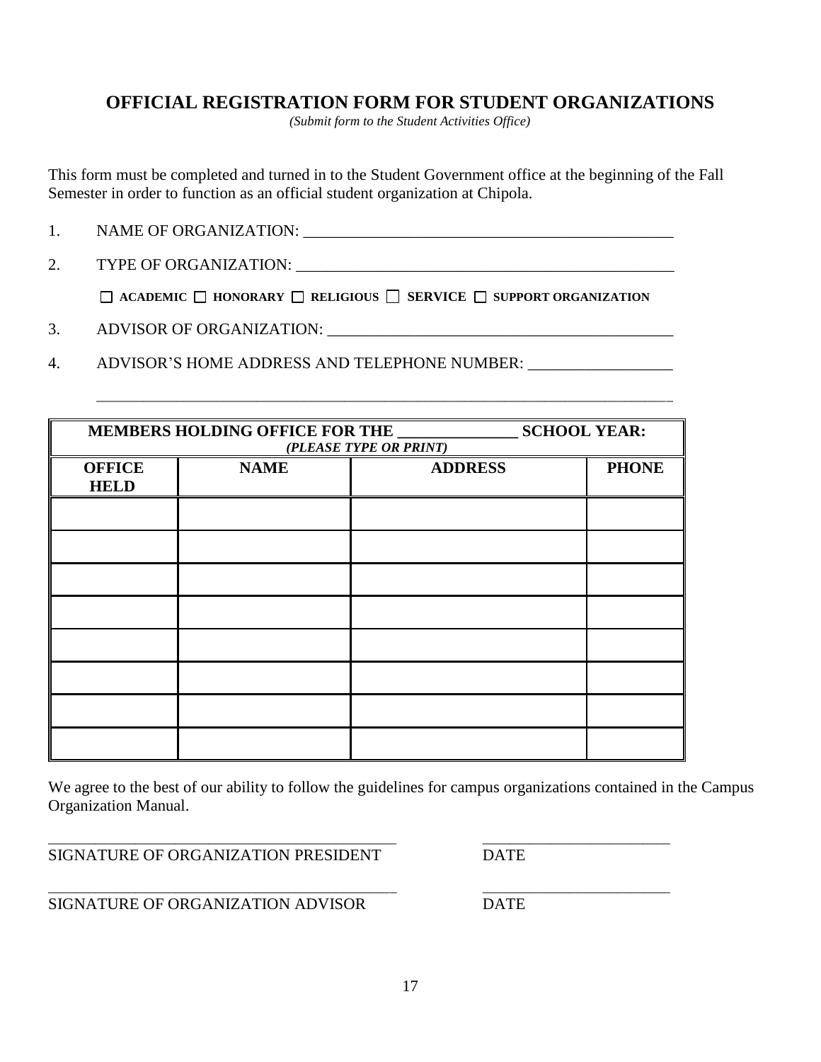# OFFICIAL REGISTRATION FORM FOR STUDENT ORGANIZATIONS

*(Submit form to the Student Activities Office)*

This form must be completed and turned in to the Student Government office at the beginning of the Fall Semester in order to function as an official student organization at Chipola.

1. NAME OF ORGANIZATION: _______________________________________________

2. TYPE OF ORGANIZATION: _______________________________________________

   ☐ **ACADEMIC** ☐ **HONORARY** ☐ **RELIGIOUS** ☐ **SERVICE** ☐ **SUPPORT ORGANIZATION**

3. ADVISOR OF ORGANIZATION: ____________________________________________

4. ADVISOR'S HOME ADDRESS AND TELEPHONE NUMBER: _________________

   _________________________________________________________________________

| **MEMBERS HOLDING OFFICE FOR THE ______________ SCHOOL YEAR:** *(PLEASE TYPE OR PRINT)* | | | |
|---|---|---|---|
| **OFFICE HELD** | **NAME** | **ADDRESS** | **PHONE** |
| | | | |
| | | | |
| | | | |
| | | | |
| | | | |
| | | | |
| | | | |
| | | | |

We agree to the best of our ability to follow the guidelines for campus organizations contained in the Campus Organization Manual.

_____________________________________________ ________________________

SIGNATURE OF ORGANIZATION PRESIDENT DATE

_____________________________________________ ________________________

SIGNATURE OF ORGANIZATION ADVISOR DATE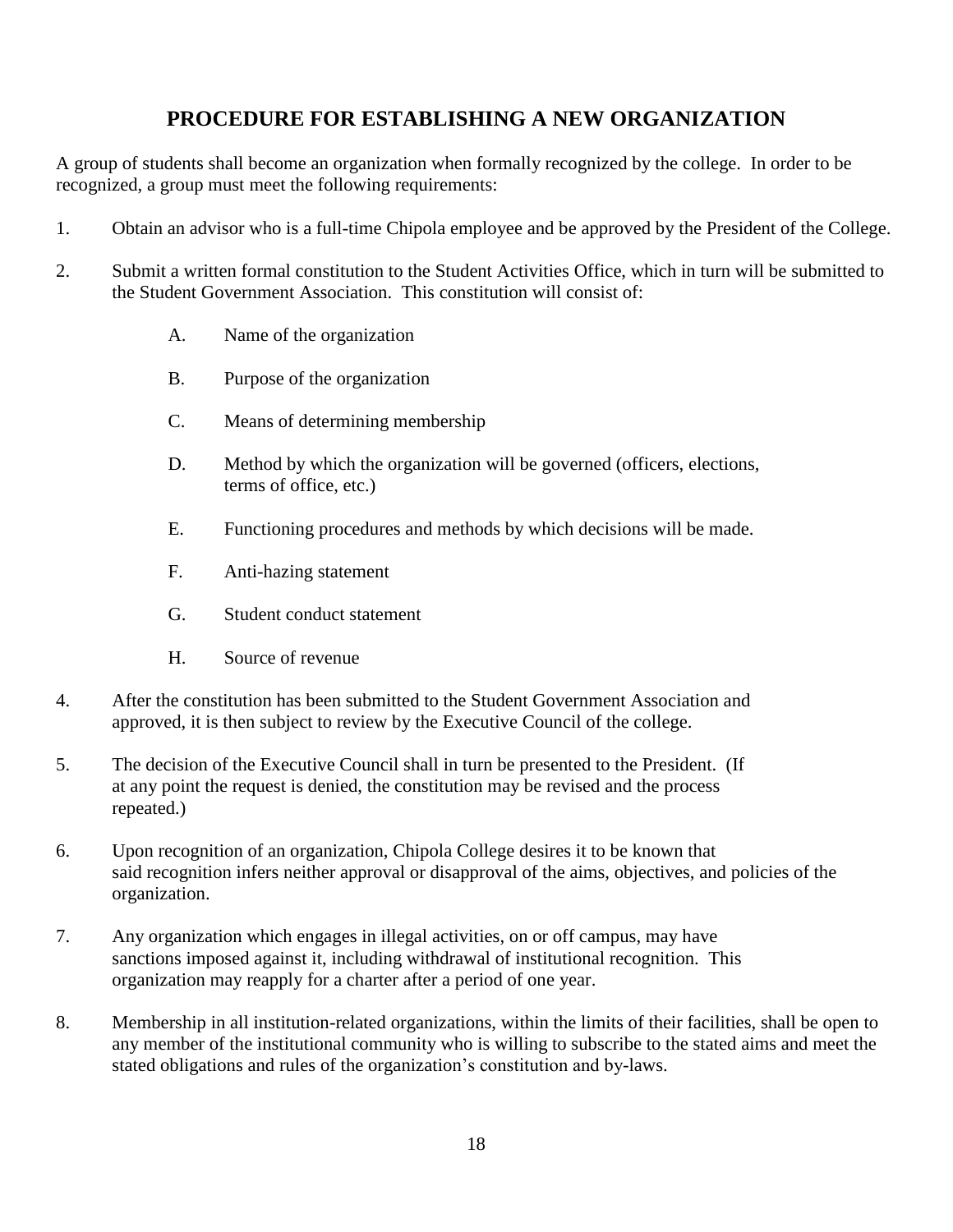# PROCEDURE FOR ESTABLISHING A NEW ORGANIZATION

A group of students shall become an organization when formally recognized by the college. In order to be recognized, a group must meet the following requirements:

1. Obtain an advisor who is a full-time Chipola employee and be approved by the President of the College.

2. Submit a written formal constitution to the Student Activities Office, which in turn will be submitted to the Student Government Association. This constitution will consist of:

   A. Name of the organization

   B. Purpose of the organization

   C. Means of determining membership

   D. Method by which the organization will be governed (officers, elections, terms of office, etc.)

   E. Functioning procedures and methods by which decisions will be made.

   F. Anti-hazing statement

   G. Student conduct statement

   H. Source of revenue

4. After the constitution has been submitted to the Student Government Association and approved, it is then subject to review by the Executive Council of the college.

5. The decision of the Executive Council shall in turn be presented to the President. (If at any point the request is denied, the constitution may be revised and the process repeated.)

6. Upon recognition of an organization, Chipola College desires it to be known that said recognition infers neither approval or disapproval of the aims, objectives, and policies of the organization.

7. Any organization which engages in illegal activities, on or off campus, may have sanctions imposed against it, including withdrawal of institutional recognition. This organization may reapply for a charter after a period of one year.

8. Membership in all institution-related organizations, within the limits of their facilities, shall be open to any member of the institutional community who is willing to subscribe to the stated aims and meet the stated obligations and rules of the organization's constitution and by-laws.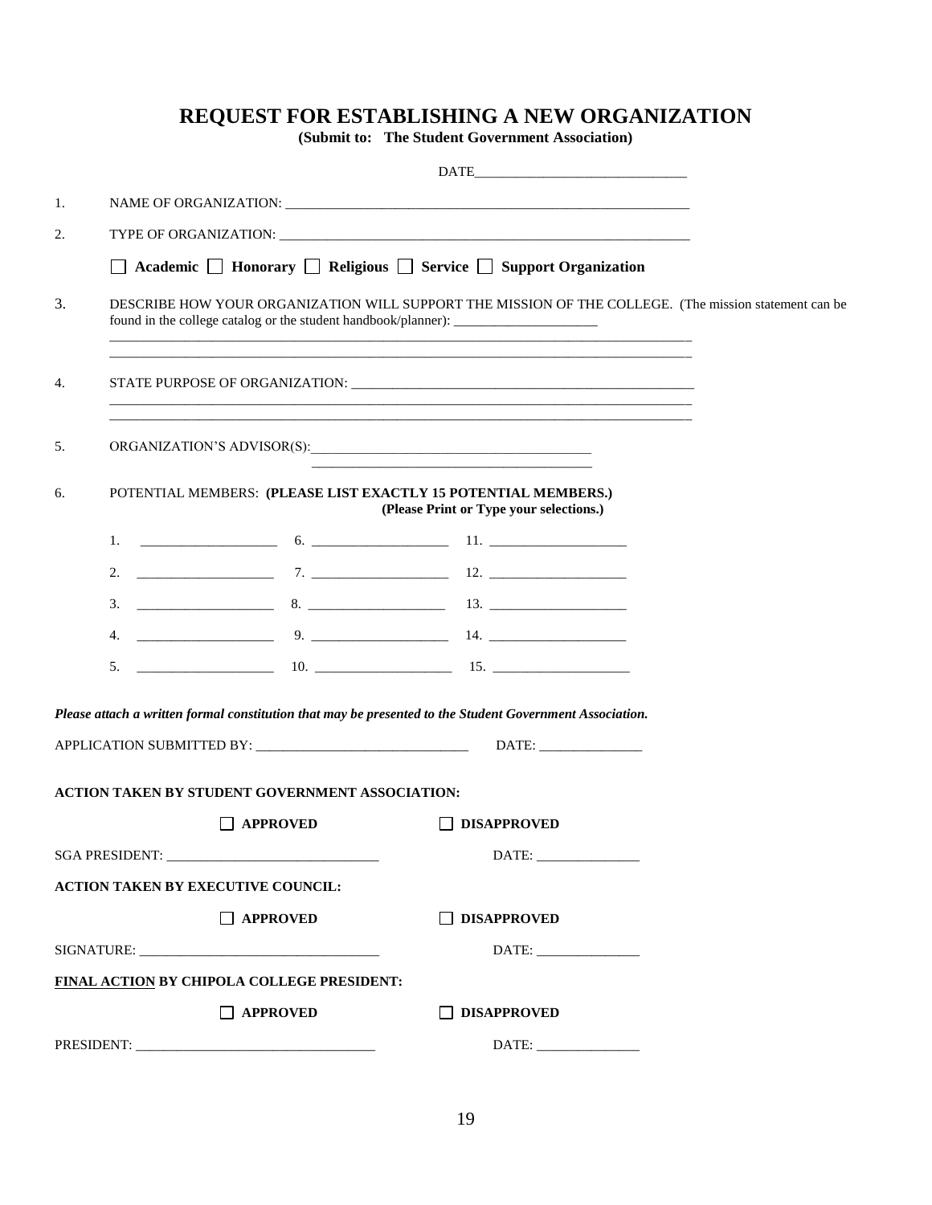# REQUEST FOR ESTABLISHING A NEW ORGANIZATION

**(Submit to: The Student Government Association)**

DATE_______________________________

1. NAME OF ORGANIZATION: ____________________________________________________________

2. TYPE OF ORGANIZATION: ____________________________________________________________

   ☐ **Academic** ☐ **Honorary** ☐ **Religious** ☐ **Service** ☐ **Support Organization**

3. DESCRIBE HOW YOUR ORGANIZATION WILL SUPPORT THE MISSION OF THE COLLEGE. (The mission statement can be found in the college catalog or the student handbook/planner): _____________________
   _____________________________________________________________________________________
   _____________________________________________________________________________________

4. STATE PURPOSE OF ORGANIZATION: ___________________________________________________
   _____________________________________________________________________________________
   _____________________________________________________________________________________

5. ORGANIZATION'S ADVISOR(S):_________________________________________
   _________________________________________

6. POTENTIAL MEMBERS: **(PLEASE LIST EXACTLY 15 POTENTIAL MEMBERS.)**
   **(Please Print or Type your selections.)**

| | | |
|---|---|---|
| 1. ____________________ | 6. ____________________ | 11. ____________________ |
| 2. ____________________ | 7. ____________________ | 12. ____________________ |
| 3. ____________________ | 8. ____________________ | 13. ____________________ |
| 4. ____________________ | 9. ____________________ | 14. ____________________ |
| 5. ____________________ | 10. ____________________ | 15. ____________________ |

***Please attach a written formal constitution that may be presented to the Student Government Association.***

APPLICATION SUBMITTED BY: _______________________________ DATE: _______________

**ACTION TAKEN BY STUDENT GOVERNMENT ASSOCIATION:**

☐ **APPROVED** ☐ **DISAPPROVED**

SGA PRESIDENT: _______________________________ DATE: _______________

**ACTION TAKEN BY EXECUTIVE COUNCIL:**

☐ **APPROVED** ☐ **DISAPPROVED**

SIGNATURE: __________________________________ DATE: _______________

**FINAL ACTION BY CHIPOLA COLLEGE PRESIDENT:**

☐ **APPROVED** ☐ **DISAPPROVED**

PRESIDENT: __________________________________ DATE: _______________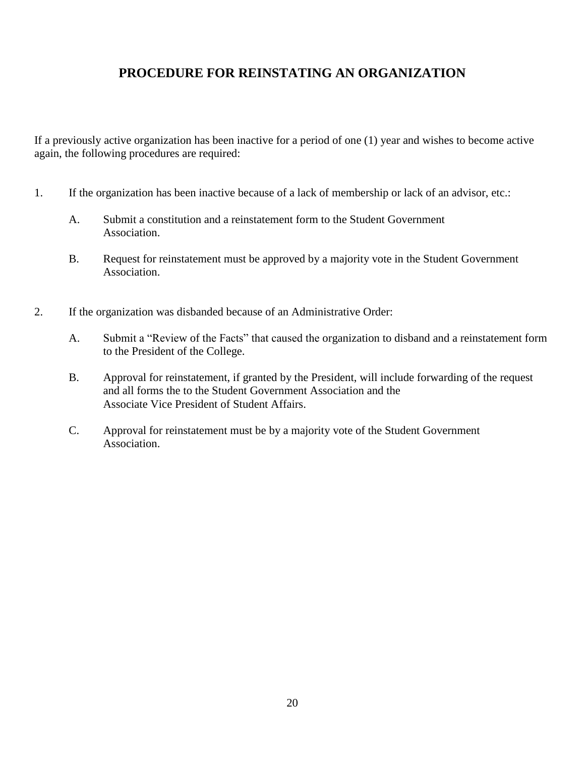# PROCEDURE FOR REINSTATING AN ORGANIZATION

If a previously active organization has been inactive for a period of one (1) year and wishes to become active again, the following procedures are required:

1. If the organization has been inactive because of a lack of membership or lack of an advisor, etc.:

   A. Submit a constitution and a reinstatement form to the Student Government Association.

   B. Request for reinstatement must be approved by a majority vote in the Student Government Association.

2. If the organization was disbanded because of an Administrative Order:

   A. Submit a "Review of the Facts" that caused the organization to disband and a reinstatement form to the President of the College.

   B. Approval for reinstatement, if granted by the President, will include forwarding of the request and all forms the to the Student Government Association and the Associate Vice President of Student Affairs.

   C. Approval for reinstatement must be by a majority vote of the Student Government Association.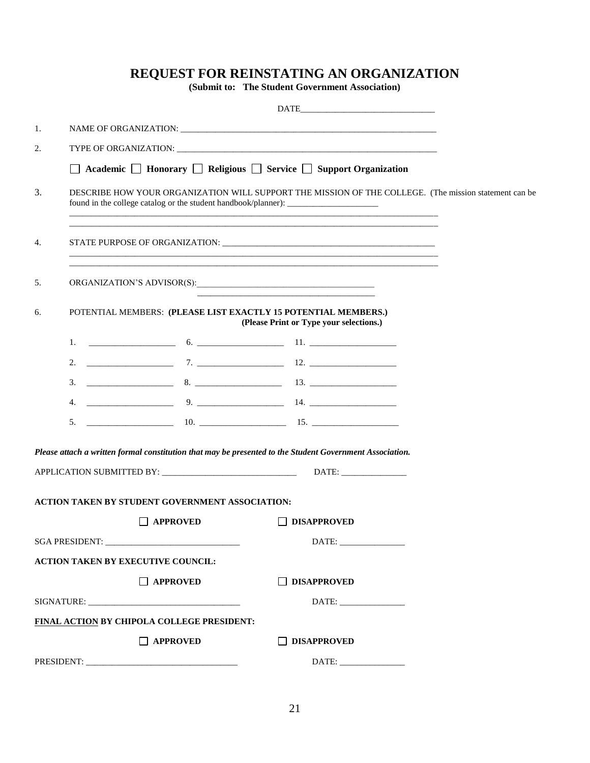# REQUEST FOR REINSTATING AN ORGANIZATION

**(Submit to: The Student Government Association)**

DATE_______________________________

1. NAME OF ORGANIZATION: ____________________________________________________________

2. TYPE OF ORGANIZATION: ____________________________________________________________

   ☐ **Academic** ☐ **Honorary** ☐ **Religious** ☐ **Service** ☐ **Support Organization**

3. DESCRIBE HOW YOUR ORGANIZATION WILL SUPPORT THE MISSION OF THE COLLEGE. (The mission statement can be found in the college catalog or the student handbook/planner): _____________________
   _________________________________________________________________________________________
   _________________________________________________________________________________________

4. STATE PURPOSE OF ORGANIZATION: ___________________________________________________
   _________________________________________________________________________________________
   _________________________________________________________________________________________

5. ORGANIZATION'S ADVISOR(S):_________________________________________
   _________________________________________

6. POTENTIAL MEMBERS: **(PLEASE LIST EXACTLY 15 POTENTIAL MEMBERS.)**
   **(Please Print or Type your selections.)**

| | | |
|---|---|---|
| 1. ____________________ | 6. ____________________ | 11. ____________________ |
| 2. ____________________ | 7. ____________________ | 12. ____________________ |
| 3. ____________________ | 8. ____________________ | 13. ____________________ |
| 4. ____________________ | 9. ____________________ | 14. ____________________ |
| 5. ____________________ | 10. ____________________ | 15. ____________________ |

***Please attach a written formal constitution that may be presented to the Student Government Association.***

APPLICATION SUBMITTED BY: _______________________________ DATE: _______________

**ACTION TAKEN BY STUDENT GOVERNMENT ASSOCIATION:**

☐ **APPROVED** ☐ **DISAPPROVED**

SGA PRESIDENT: _______________________________ DATE: _______________

**ACTION TAKEN BY EXECUTIVE COUNCIL:**

☐ **APPROVED** ☐ **DISAPPROVED**

SIGNATURE: ___________________________________ DATE: _______________

**FINAL ACTION BY CHIPOLA COLLEGE PRESIDENT:**

☐ **APPROVED** ☐ **DISAPPROVED**

PRESIDENT: ___________________________________ DATE: _______________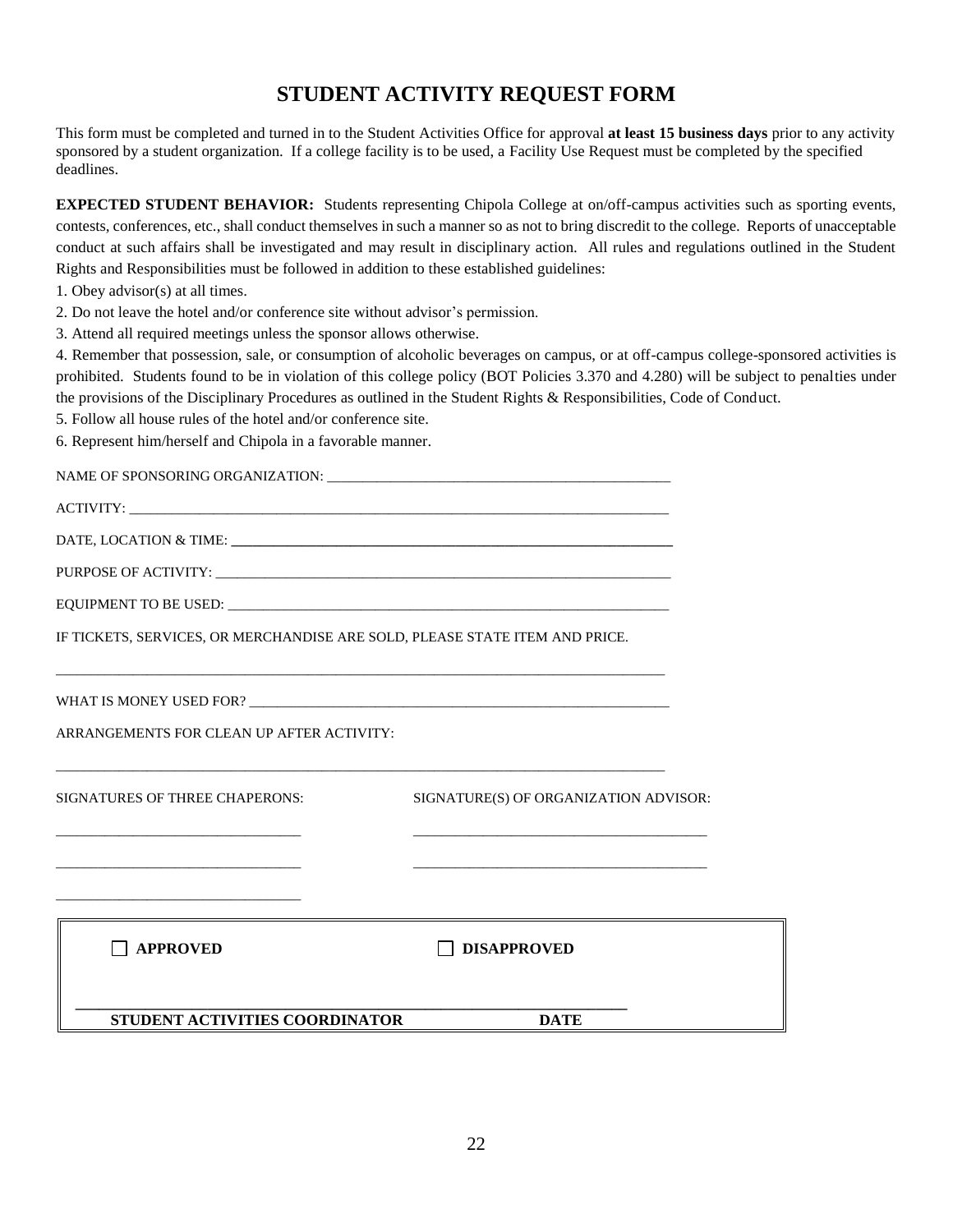# STUDENT ACTIVITY REQUEST FORM

This form must be completed and turned in to the Student Activities Office for approval **at least 15 business days** prior to any activity sponsored by a student organization. If a college facility is to be used, a Facility Use Request must be completed by the specified deadlines.

**EXPECTED STUDENT BEHAVIOR:** Students representing Chipola College at on/off-campus activities such as sporting events, contests, conferences, etc., shall conduct themselves in such a manner so as not to bring discredit to the college. Reports of unacceptable conduct at such affairs shall be investigated and may result in disciplinary action. All rules and regulations outlined in the Student Rights and Responsibilities must be followed in addition to these established guidelines:

1. Obey advisor(s) at all times.
2. Do not leave the hotel and/or conference site without advisor's permission.
3. Attend all required meetings unless the sponsor allows otherwise.
4. Remember that possession, sale, or consumption of alcoholic beverages on campus, or at off-campus college-sponsored activities is prohibited. Students found to be in violation of this college policy (BOT Policies 3.370 and 4.280) will be subject to penalties under the provisions of the Disciplinary Procedures as outlined in the Student Rights & Responsibilities, Code of Conduct.
5. Follow all house rules of the hotel and/or conference site.
6. Represent him/herself and Chipola in a favorable manner.

NAME OF SPONSORING ORGANIZATION: ______________________________________________

ACTIVITY: ______________________________________________________________________

DATE, LOCATION & TIME: ________________________________________________________

PURPOSE OF ACTIVITY: __________________________________________________________

EQUIPMENT TO BE USED: _________________________________________________________

IF TICKETS, SERVICES, OR MERCHANDISE ARE SOLD, PLEASE STATE ITEM AND PRICE.

________________________________________________________________________________

WHAT IS MONEY USED FOR? ______________________________________________________

ARRANGEMENTS FOR CLEAN UP AFTER ACTIVITY:

________________________________________________________________________________

SIGNATURES OF THREE CHAPERONS:

________________________________

________________________________

________________________________

SIGNATURE(S) OF ORGANIZATION ADVISOR:

________________________________________

________________________________________

☐ **APPROVED** ☐ **DISAPPROVED**

________________________________________________________________

**STUDENT ACTIVITIES COORDINATOR** **DATE**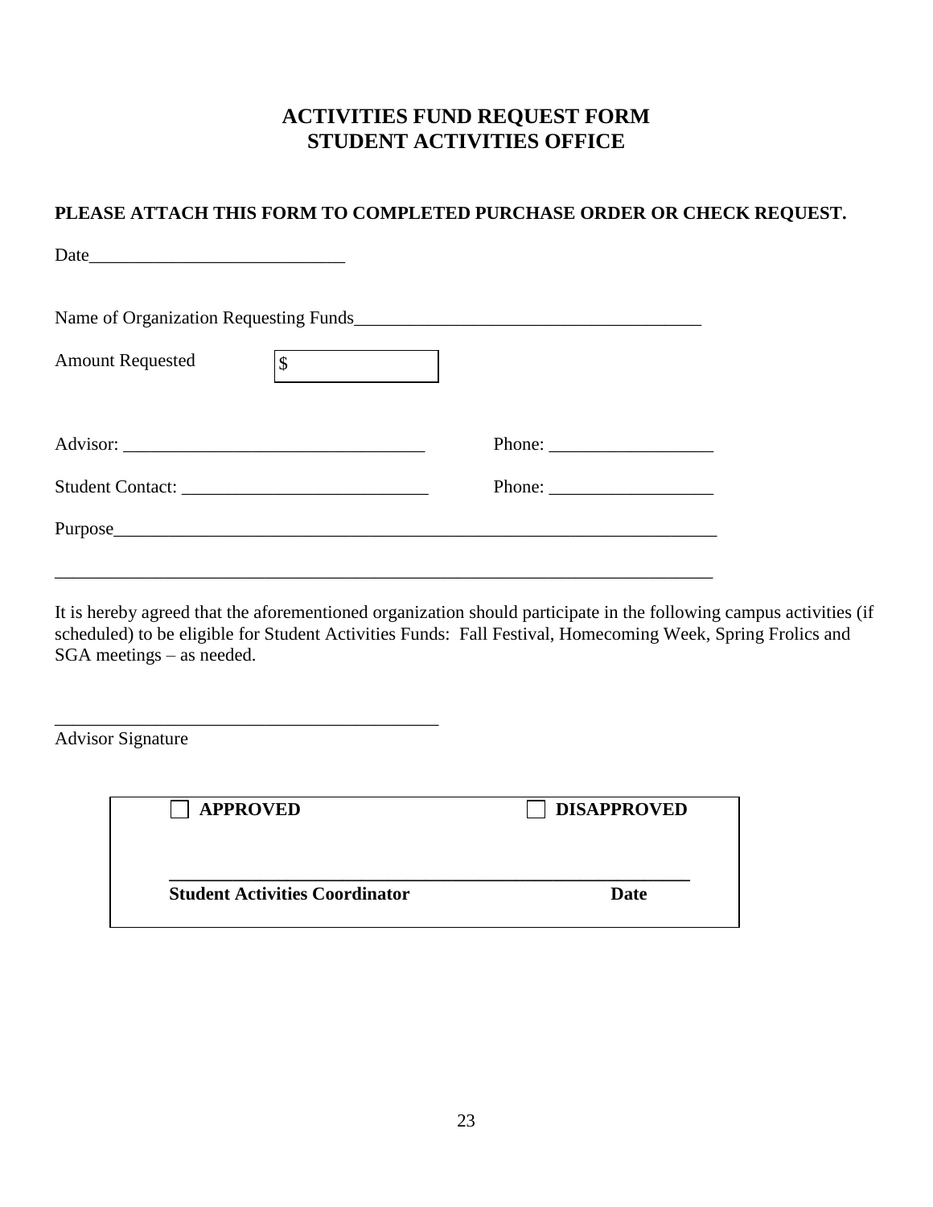# ACTIVITIES FUND REQUEST FORM
# STUDENT ACTIVITIES OFFICE

**PLEASE ATTACH THIS FORM TO COMPLETED PURCHASE ORDER OR CHECK REQUEST.**

Date____________________________

Name of Organization Requesting Funds______________________________________

Amount Requested $

Advisor: _________________________________ Phone: __________________

Student Contact: ___________________________ Phone: __________________

Purpose_________________________________________________________________

________________________________________________________________________

It is hereby agreed that the aforementioned organization should participate in the following campus activities (if scheduled) to be eligible for Student Activities Funds: Fall Festival, Homecoming Week, Spring Frolics and SGA meetings – as needed.

___________________________________________
Advisor Signature

☐ **APPROVED** ☐ **DISAPPROVED**

__________________________________________________________
**Student Activities Coordinator** **Date**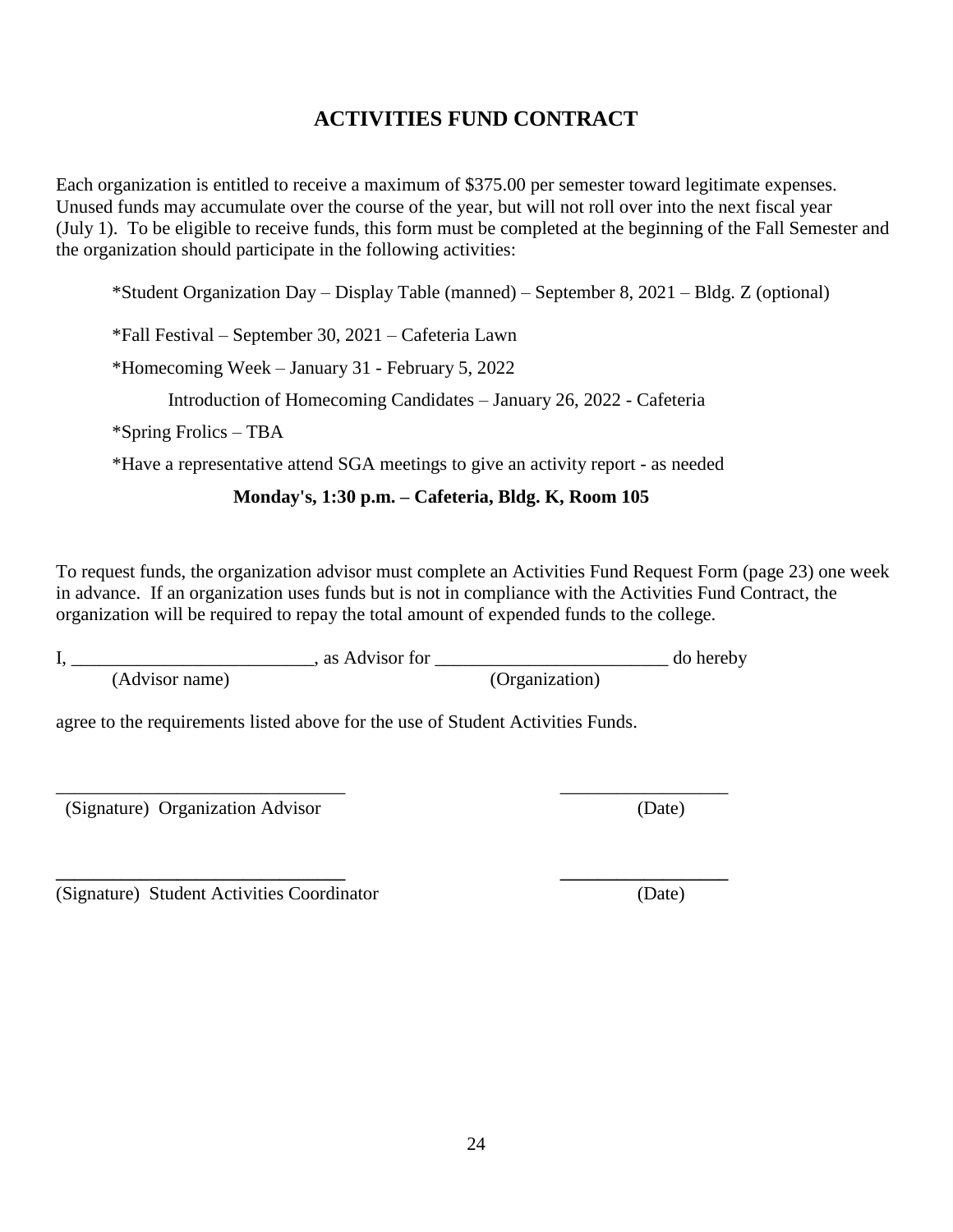# ACTIVITIES FUND CONTRACT

Each organization is entitled to receive a maximum of $375.00 per semester toward legitimate expenses. Unused funds may accumulate over the course of the year, but will not roll over into the next fiscal year (July 1). To be eligible to receive funds, this form must be completed at the beginning of the Fall Semester and the organization should participate in the following activities:

*Student Organization Day – Display Table (manned) – September 8, 2021 – Bldg. Z (optional)

*Fall Festival – September 30, 2021 – Cafeteria Lawn

*Homecoming Week – January 31 - February 5, 2022

Introduction of Homecoming Candidates – January 26, 2022 - Cafeteria

*Spring Frolics – TBA

*Have a representative attend SGA meetings to give an activity report - as needed

**Monday's, 1:30 p.m. – Cafeteria, Bldg. K, Room 105**

To request funds, the organization advisor must complete an Activities Fund Request Form (page 23) one week in advance. If an organization uses funds but is not in compliance with the Activities Fund Contract, the organization will be required to repay the total amount of expended funds to the college.

I, __________________________, as Advisor for _________________________ do hereby
(Advisor name) (Organization)

agree to the requirements listed above for the use of Student Activities Funds.

_______________________________ __________________
(Signature) Organization Advisor (Date)

_______________________________ __________________
(Signature) Student Activities Coordinator (Date)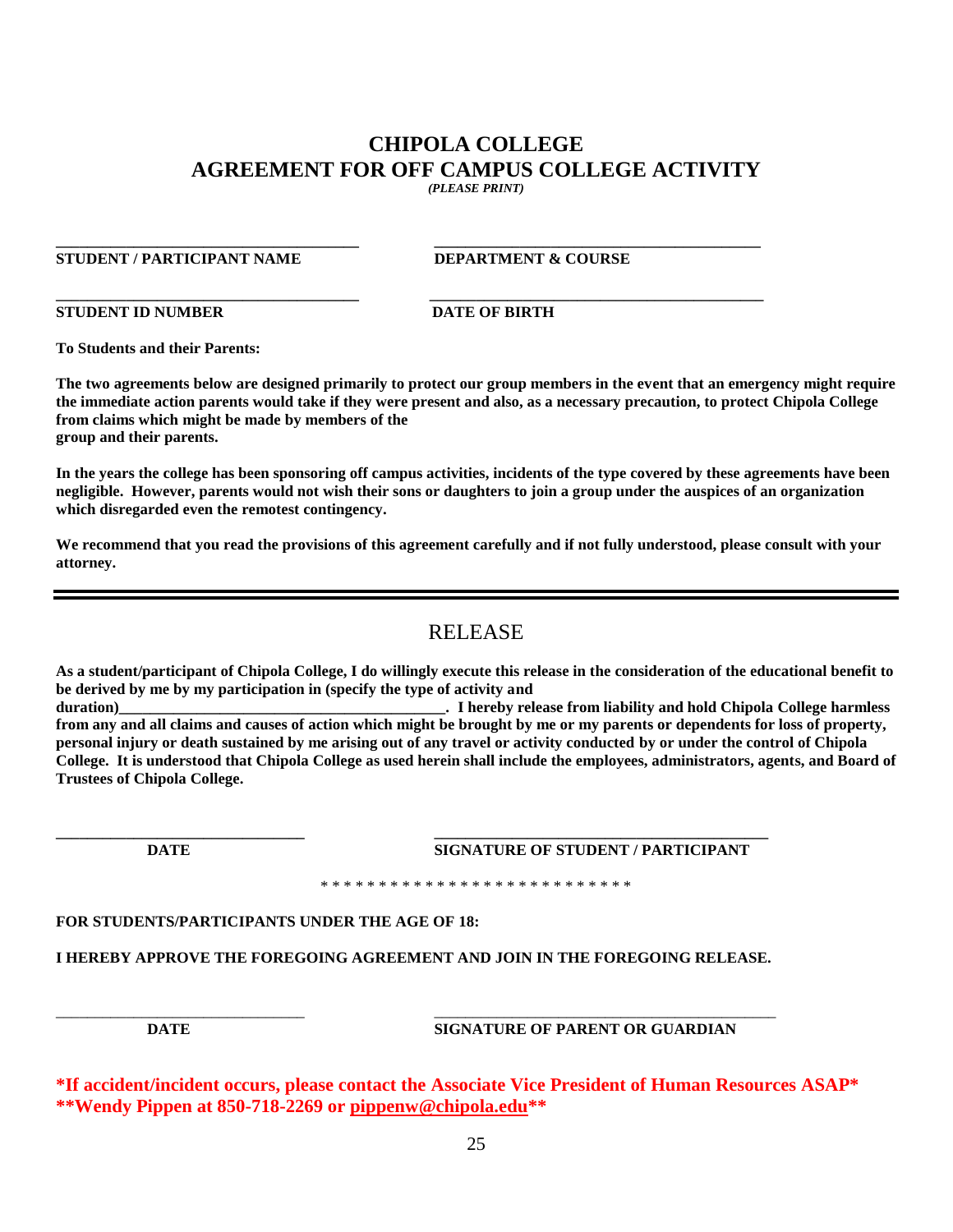# CHIPOLA COLLEGE
# AGREEMENT FOR OFF CAMPUS COLLEGE ACTIVITY

*(PLEASE PRINT)*

**STUDENT / PARTICIPANT NAME** ______________________________

**DEPARTMENT & COURSE** ______________________________

**STUDENT ID NUMBER** ______________________________

**DATE OF BIRTH** ______________________________

**To Students and their Parents:**

**The two agreements below are designed primarily to protect our group members in the event that an emergency might require the immediate action parents would take if they were present and also, as a necessary precaution, to protect Chipola College from claims which might be made by members of the group and their parents.**

**In the years the college has been sponsoring off campus activities, incidents of the type covered by these agreements have been negligible. However, parents would not wish their sons or daughters to join a group under the auspices of an organization which disregarded even the remotest contingency.**

**We recommend that you read the provisions of this agreement carefully and if not fully understood, please consult with your attorney.**

---

## RELEASE

**As a student/participant of Chipola College, I do willingly execute this release in the consideration of the educational benefit to be derived by me by my participation in (specify the type of activity and duration)______________________________. I hereby release from liability and hold Chipola College harmless from any and all claims and causes of action which might be brought by me or my parents or dependents for loss of property, personal injury or death sustained by me arising out of any travel or activity conducted by or under the control of Chipola College. It is understood that Chipola College as used herein shall include the employees, administrators, agents, and Board of Trustees of Chipola College.**

**DATE** ______________________________

**SIGNATURE OF STUDENT / PARTICIPANT** ______________________________

* * * * * * * * * * * * * * * * * * * * * * * * * * *

**FOR STUDENTS/PARTICIPANTS UNDER THE AGE OF 18:**

**I HEREBY APPROVE THE FOREGOING AGREEMENT AND JOIN IN THE FOREGOING RELEASE.**

**DATE** ______________________________

**SIGNATURE OF PARENT OR GUARDIAN** ______________________________

**\*If accident/incident occurs, please contact the Associate Vice President of Human Resources ASAP\***
**\*\*Wendy Pippen at 850-718-2269 or pippenw@chipola.edu\*\***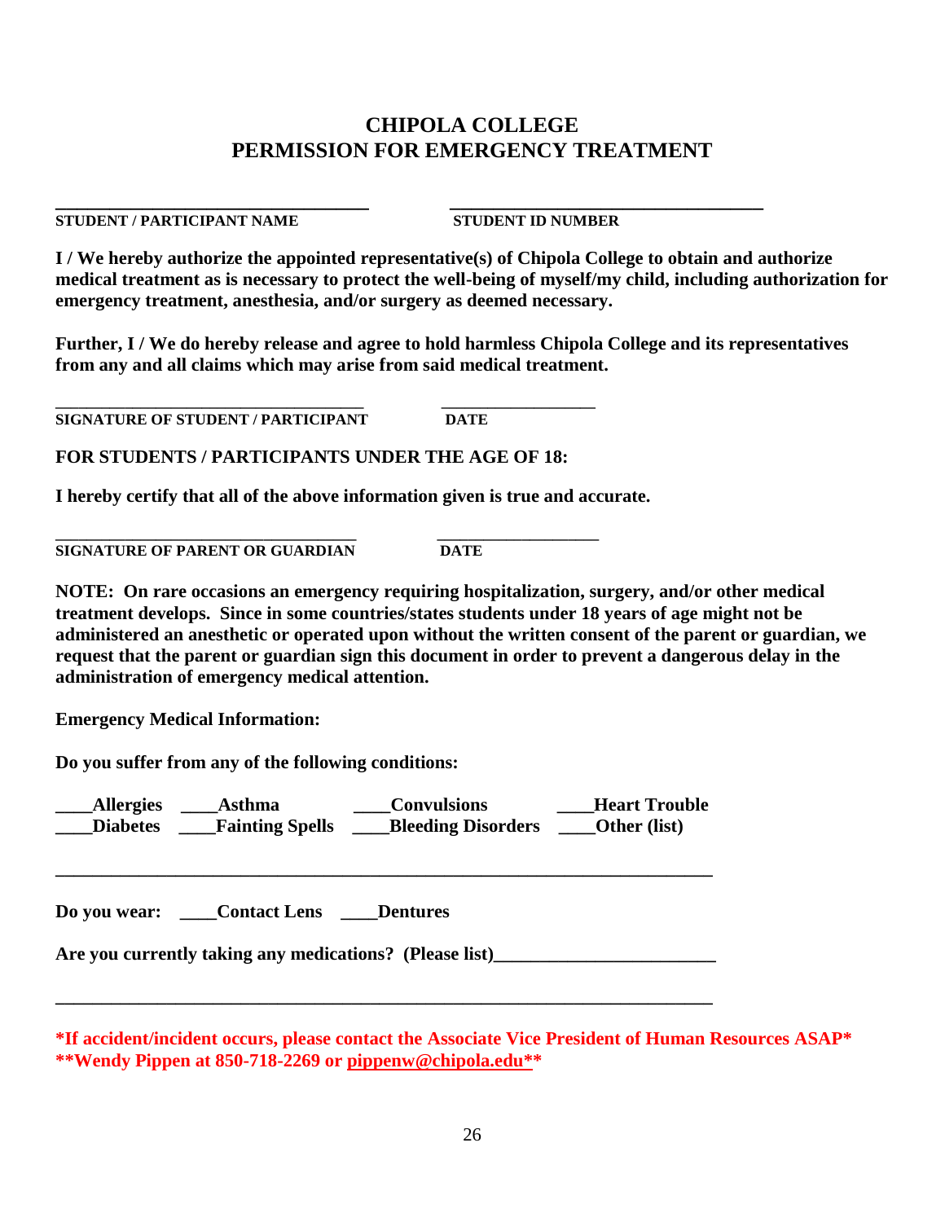# CHIPOLA COLLEGE
# PERMISSION FOR EMERGENCY TREATMENT

**\_\_\_\_\_\_\_\_\_\_\_\_\_\_\_\_\_\_\_\_\_\_\_\_\_\_\_\_\_\_\_\_\_\_** **\_\_\_\_\_\_\_\_\_\_\_\_\_\_\_\_\_\_\_\_\_\_\_\_\_\_\_\_\_\_\_\_\_\_**

**STUDENT / PARTICIPANT NAME** **STUDENT ID NUMBER**

**I / We hereby authorize the appointed representative(s) of Chipola College to obtain and authorize medical treatment as is necessary to protect the well-being of myself/my child, including authorization for emergency treatment, anesthesia, and/or surgery as deemed necessary.**

**Further, I / We do hereby release and agree to hold harmless Chipola College and its representatives from any and all claims which may arise from said medical treatment.**

\_\_\_\_\_\_\_\_\_\_\_\_\_\_\_\_\_\_\_\_\_\_\_\_\_\_\_\_\_\_\_\_\_\_ \_\_\_\_\_\_\_\_\_\_\_\_\_\_\_\_\_\_

**SIGNATURE OF STUDENT / PARTICIPANT** **DATE**

**FOR STUDENTS / PARTICIPANTS UNDER THE AGE OF 18:**

**I hereby certify that all of the above information given is true and accurate.**

\_\_\_\_\_\_\_\_\_\_\_\_\_\_\_\_\_\_\_\_\_\_\_\_\_\_\_\_\_\_\_\_\_\_ \_\_\_\_\_\_\_\_\_\_\_\_\_\_\_\_\_\_

**SIGNATURE OF PARENT OR GUARDIAN** **DATE**

**NOTE: On rare occasions an emergency requiring hospitalization, surgery, and/or other medical treatment develops. Since in some countries/states students under 18 years of age might not be administered an anesthetic or operated upon without the written consent of the parent or guardian, we request that the parent or guardian sign this document in order to prevent a dangerous delay in the administration of emergency medical attention.**

**Emergency Medical Information:**

**Do you suffer from any of the following conditions:**

**\_\_\_\_Allergies** **\_\_\_\_Asthma** **\_\_\_\_Convulsions** **\_\_\_\_Heart Trouble**
**\_\_\_\_Diabetes** **\_\_\_\_Fainting Spells** **\_\_\_\_Bleeding Disorders** **\_\_\_\_Other (list)**

\_\_\_\_\_\_\_\_\_\_\_\_\_\_\_\_\_\_\_\_\_\_\_\_\_\_\_\_\_\_\_\_\_\_\_\_\_\_\_\_\_\_\_\_\_\_\_\_\_\_\_\_\_\_\_\_\_\_\_\_\_\_\_\_\_\_\_\_\_\_

**Do you wear: \_\_\_\_Contact Lens \_\_\_\_Dentures**

**Are you currently taking any medications? (Please list)\_\_\_\_\_\_\_\_\_\_\_\_\_\_\_\_\_\_\_\_\_\_\_\_**

\_\_\_\_\_\_\_\_\_\_\_\_\_\_\_\_\_\_\_\_\_\_\_\_\_\_\_\_\_\_\_\_\_\_\_\_\_\_\_\_\_\_\_\_\_\_\_\_\_\_\_\_\_\_\_\_\_\_\_\_\_\_\_\_\_\_\_\_\_\_

**\*If accident/incident occurs, please contact the Associate Vice President of Human Resources ASAP\***
**\*\*Wendy Pippen at 850-718-2269 or pippenw@chipola.edu\*\***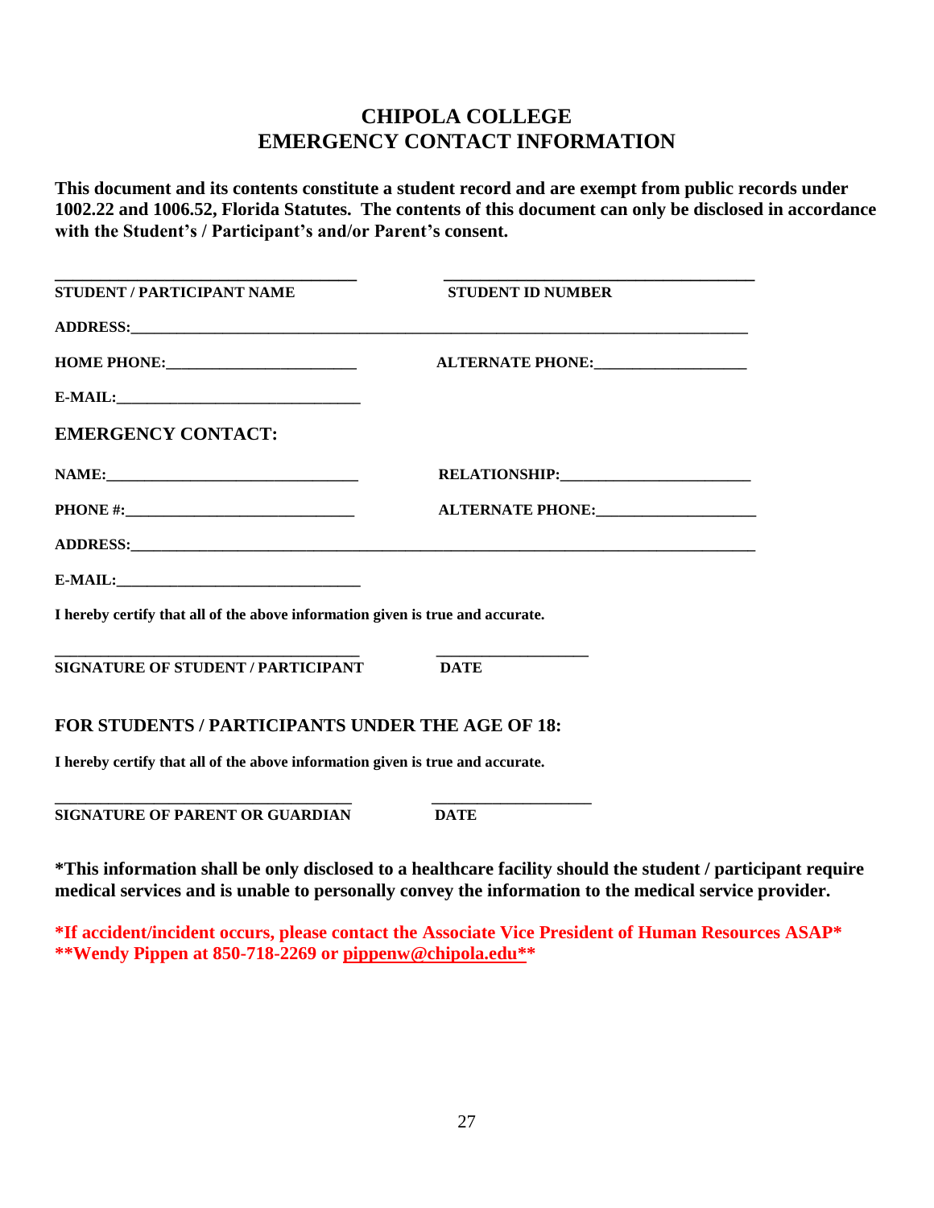# CHIPOLA COLLEGE
# EMERGENCY CONTACT INFORMATION

**This document and its contents constitute a student record and are exempt from public records under 1002.22 and 1006.52, Florida Statutes. The contents of this document can only be disclosed in accordance with the Student's / Participant's and/or Parent's consent.**

**STUDENT / PARTICIPANT NAME** ______________________ **STUDENT ID NUMBER** ______________________

**ADDRESS:**______________________________________________________________

**HOME PHONE:**______________________ **ALTERNATE PHONE:**______________________

**E-MAIL:**______________________

## EMERGENCY CONTACT:

**NAME:**______________________ **RELATIONSHIP:**______________________

**PHONE #:**______________________ **ALTERNATE PHONE:**______________________

**ADDRESS:**______________________________________________________________

**E-MAIL:**______________________

**I hereby certify that all of the above information given is true and accurate.**

______________________ ______________________
**SIGNATURE OF STUDENT / PARTICIPANT** **DATE**

## FOR STUDENTS / PARTICIPANTS UNDER THE AGE OF 18:

**I hereby certify that all of the above information given is true and accurate.**

______________________ ______________________
**SIGNATURE OF PARENT OR GUARDIAN** **DATE**

**\*This information shall be only disclosed to a healthcare facility should the student / participant require medical services and is unable to personally convey the information to the medical service provider.**

**\*If accident/incident occurs, please contact the Associate Vice President of Human Resources ASAP\***
**\*\*Wendy Pippen at 850-718-2269 or pippenw@chipola.edu\*\***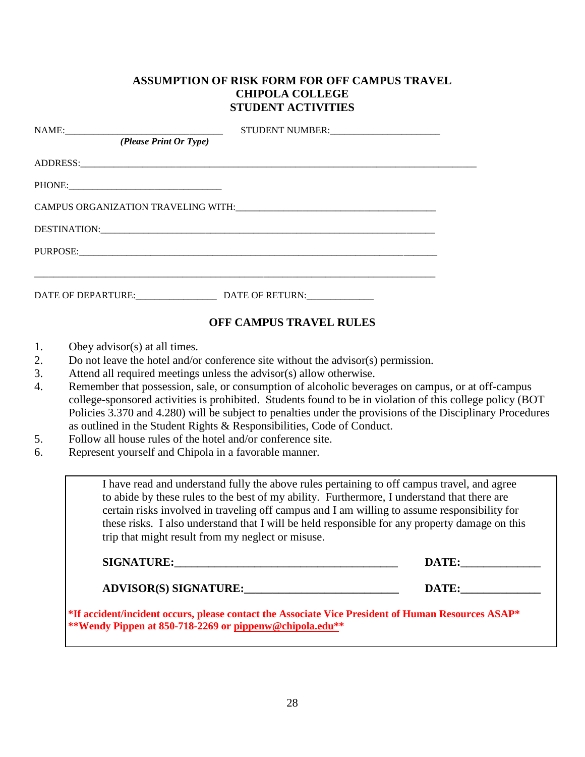# ASSUMPTION OF RISK FORM FOR OFF CAMPUS TRAVEL
# CHIPOLA COLLEGE
# STUDENT ACTIVITIES

NAME:________________________________ STUDENT NUMBER:______________________

*(Please Print Or Type)*

ADDRESS:_________________________________________________________________________________

PHONE:_______________________________

CAMPUS ORGANIZATION TRAVELING WITH:_________________________________________

DESTINATION:_________________________________________________________________

PURPOSE:____________________________________________________________________

_______________________________________________________________________________

DATE OF DEPARTURE:________________ DATE OF RETURN:_____________

## OFF CAMPUS TRAVEL RULES

1. Obey advisor(s) at all times.
2. Do not leave the hotel and/or conference site without the advisor(s) permission.
3. Attend all required meetings unless the advisor(s) allow otherwise.
4. Remember that possession, sale, or consumption of alcoholic beverages on campus, or at off-campus college-sponsored activities is prohibited. Students found to be in violation of this college policy (BOT Policies 3.370 and 4.280) will be subject to penalties under the provisions of the Disciplinary Procedures as outlined in the Student Rights & Responsibilities, Code of Conduct.
5. Follow all house rules of the hotel and/or conference site.
6. Represent yourself and Chipola in a favorable manner.

I have read and understand fully the above rules pertaining to off campus travel, and agree to abide by these rules to the best of my ability. Furthermore, I understand that there are certain risks involved in traveling off campus and I am willing to assume responsibility for these risks. I also understand that I will be held responsible for any property damage on this trip that might result from my neglect or misuse.

**SIGNATURE:_______________________________________ DATE:_____________**

**ADVISOR(S) SIGNATURE:__________________________ DATE:_____________**

***If accident/incident occurs, please contact the Associate Vice President of Human Resources ASAP***
****Wendy Pippen at 850-718-2269 or pippenw@chipola.edu****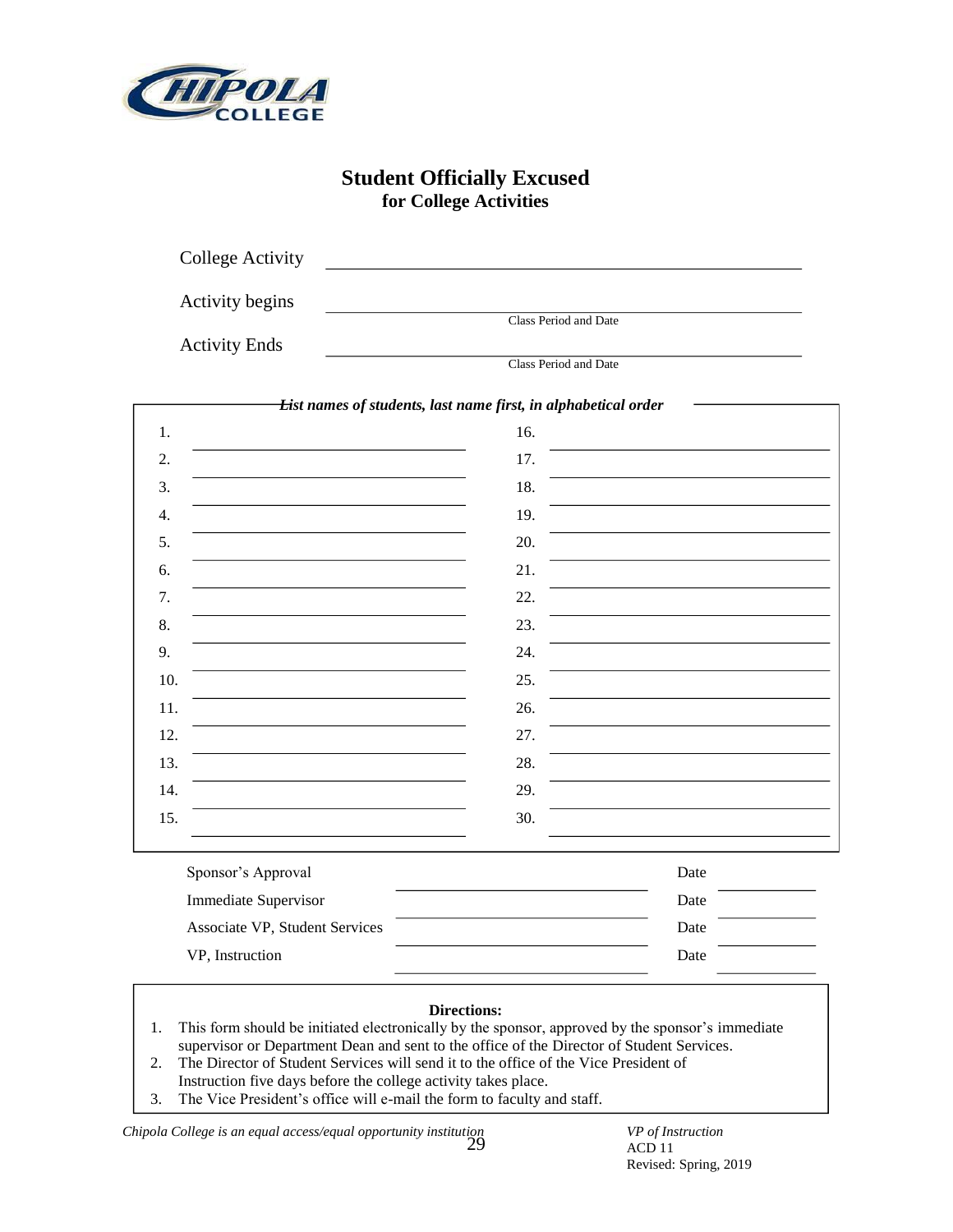# Student Officially Excused
## for College Activities

College Activity \_\_\_\_\_\_\_\_\_\_\_\_\_\_\_\_\_\_\_\_\_\_\_\_\_\_\_\_\_\_\_\_\_\_\_\_\_\_\_\_

Activity begins \_\_\_\_\_\_\_\_\_\_\_\_\_\_\_\_\_\_\_\_\_\_\_\_\_\_\_\_\_\_\_\_\_\_\_\_\_\_\_\_
Class Period and Date

Activity Ends \_\_\_\_\_\_\_\_\_\_\_\_\_\_\_\_\_\_\_\_\_\_\_\_\_\_\_\_\_\_\_\_\_\_\_\_\_\_\_\_
Class Period and Date

*List names of students, last name first, in alphabetical order*

| | | | |
|---|---|---|---|
| 1. | | 16. | |
| 2. | | 17. | |
| 3. | | 18. | |
| 4. | | 19. | |
| 5. | | 20. | |
| 6. | | 21. | |
| 7. | | 22. | |
| 8. | | 23. | |
| 9. | | 24. | |
| 10. | | 25. | |
| 11. | | 26. | |
| 12. | | 27. | |
| 13. | | 28. | |
| 14. | | 29. | |
| 15. | | 30. | |

| | | | |
|---|---|---|---|
| Sponsor's Approval | | Date | |
| Immediate Supervisor | | Date | |
| Associate VP, Student Services | | Date | |
| VP, Instruction | | Date | |

**Directions:**

1. This form should be initiated electronically by the sponsor, approved by the sponsor's immediate supervisor or Department Dean and sent to the office of the Director of Student Services.
2. The Director of Student Services will send it to the office of the Vice President of Instruction five days before the college activity takes place.
3. The Vice President's office will e-mail the form to faculty and staff.

*Chipola College is an equal access/equal opportunity institution*

*VP of Instruction*
ACD 11
Revised: Spring, 2019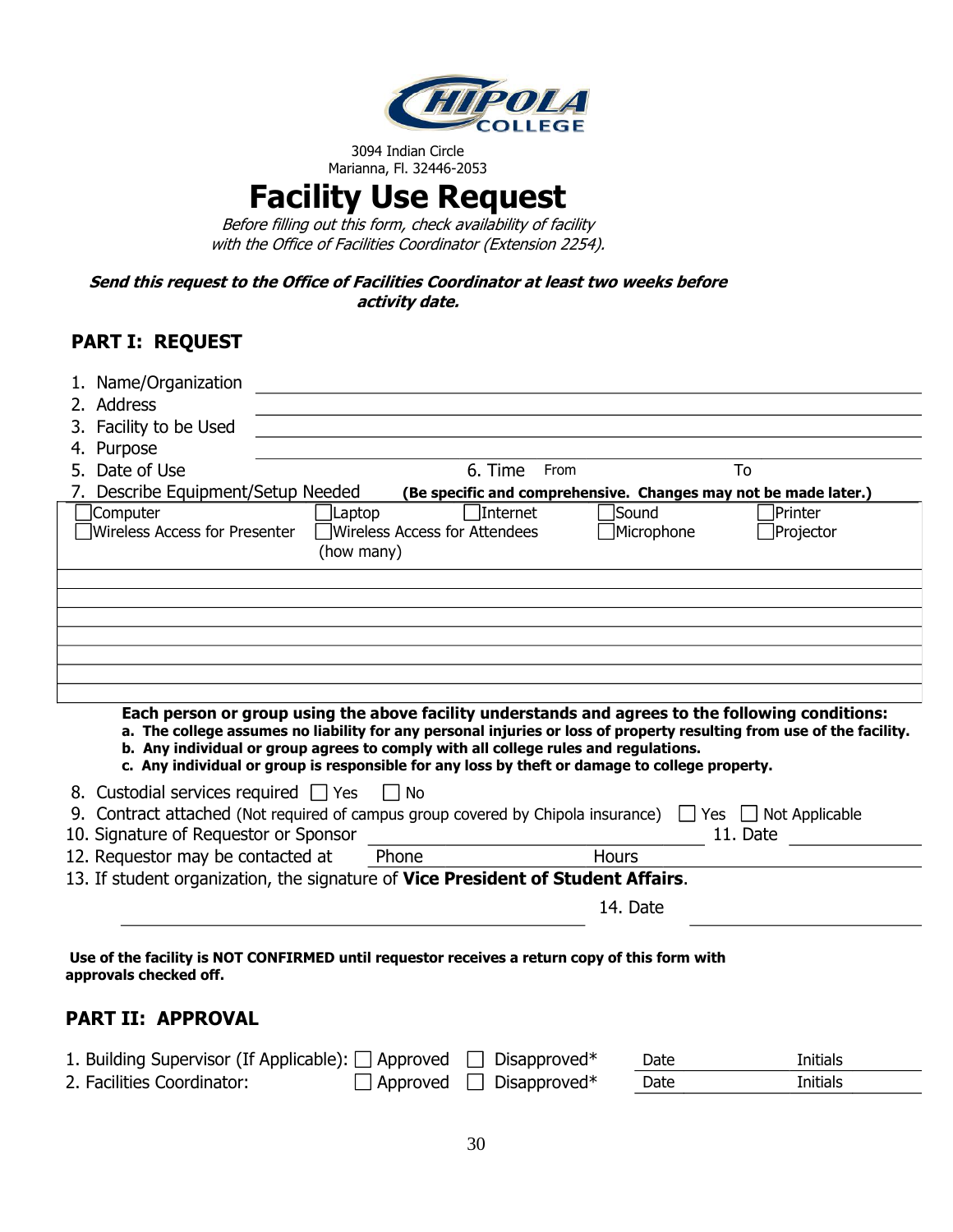3094 Indian Circle
Marianna, Fl. 32446-2053

# Facility Use Request

*Before filling out this form, check availability of facility with the Office of Facilities Coordinator (Extension 2254).*

***Send this request to the Office of Facilities Coordinator at least two weeks before activity date.***

## PART I: REQUEST

1. Name/Organization \_\_\_\_\_\_\_\_\_\_\_\_\_\_\_\_\_\_\_\_\_\_\_\_\_\_\_\_\_\_\_\_
2. Address \_\_\_\_\_\_\_\_\_\_\_\_\_\_\_\_\_\_\_\_\_\_\_\_\_\_\_\_\_\_\_\_
3. Facility to be Used \_\_\_\_\_\_\_\_\_\_\_\_\_\_\_\_\_\_\_\_\_\_\_\_\_\_\_\_\_\_\_\_
4. Purpose \_\_\_\_\_\_\_\_\_\_\_\_\_\_\_\_\_\_\_\_\_\_\_\_\_\_\_\_\_\_\_\_
5. Date of Use \_\_\_\_\_\_\_\_\_\_ 6. Time From \_\_\_\_\_\_\_\_\_\_ To \_\_\_\_\_\_\_\_\_\_
7. Describe Equipment/Setup Needed **(Be specific and comprehensive. Changes may not be made later.)**

| | | | | |
|---|---|---|---|---|
| ☐ Computer | ☐ Laptop | ☐ Internet | ☐ Sound | ☐ Printer |
| ☐ Wireless Access for Presenter | ☐ Wireless Access for Attendees (how many) | | ☐ Microphone | ☐ Projector |
| | | | | |
| | | | | |
| | | | | |
| | | | | |
| | | | | |
| | | | | |
| | | | | |

**Each person or group using the above facility understands and agrees to the following conditions:**

**a. The college assumes no liability for any personal injuries or loss of property resulting from use of the facility.**
**b. Any individual or group agrees to comply with all college rules and regulations.**
**c. Any individual or group is responsible for any loss by theft or damage to college property.**

8. Custodial services required ☐ Yes ☐ No
9. Contract attached (Not required of campus group covered by Chipola insurance) ☐ Yes ☐ Not Applicable
10. Signature of Requestor or Sponsor \_\_\_\_\_\_\_\_\_\_\_\_\_\_\_\_\_\_\_\_ 11. Date \_\_\_\_\_\_\_\_\_\_
12. Requestor may be contacted at Phone \_\_\_\_\_\_\_\_\_\_ Hours \_\_\_\_\_\_\_\_\_\_
13. If student organization, the signature of **Vice President of Student Affairs**.

\_\_\_\_\_\_\_\_\_\_\_\_\_\_\_\_\_\_\_\_\_\_\_\_\_\_\_\_\_\_ 14. Date \_\_\_\_\_\_\_\_\_\_

**Use of the facility is NOT CONFIRMED until requestor receives a return copy of this form with approvals checked off.**

## PART II: APPROVAL

1. Building Supervisor (If Applicable): ☐ Approved ☐ Disapproved* Date \_\_\_\_\_\_\_\_\_\_ Initials \_\_\_\_\_\_\_\_\_\_
2. Facilities Coordinator: ☐ Approved ☐ Disapproved* Date \_\_\_\_\_\_\_\_\_\_ Initials \_\_\_\_\_\_\_\_\_\_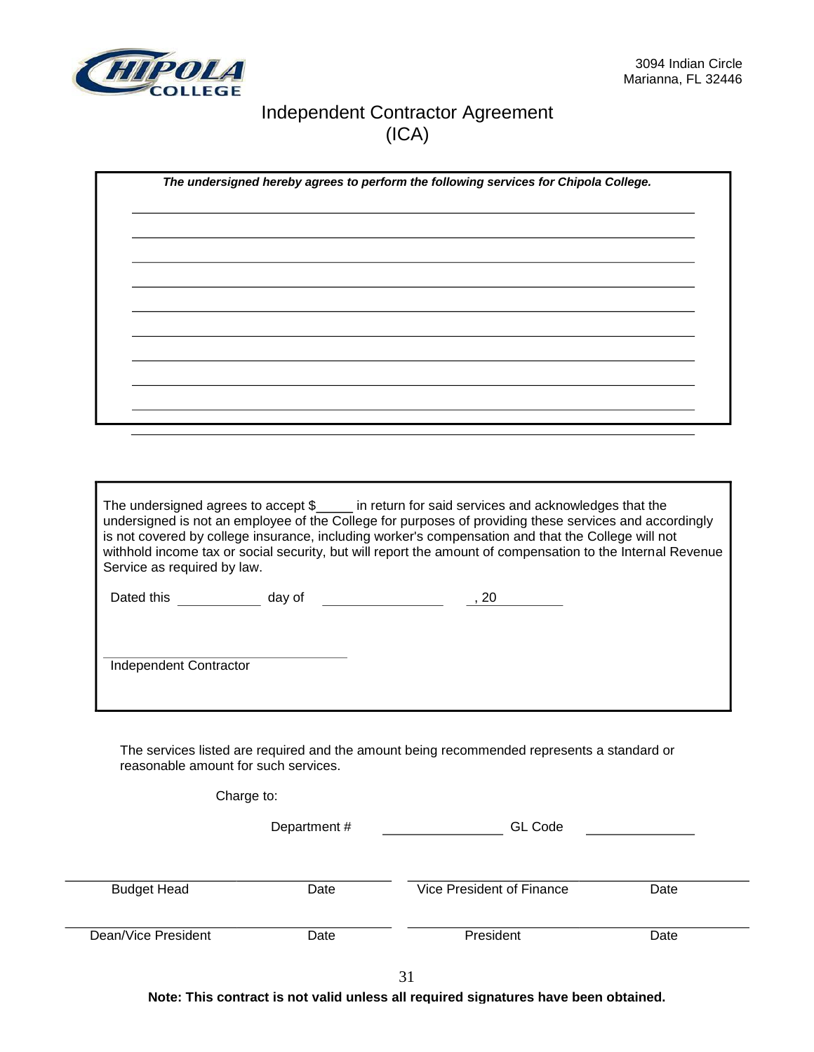CHIPOLA COLLEGE

3094 Indian Circle
Marianna, FL 32446

# Independent Contractor Agreement (ICA)

***The undersigned hereby agrees to perform the following services for Chipola College.***

\_\_\_\_\_\_\_\_\_\_\_\_\_\_\_\_\_\_\_\_\_\_\_\_\_\_\_\_\_\_\_\_\_\_\_\_\_\_\_\_\_\_\_\_\_\_\_\_\_\_\_\_\_\_\_\_\_\_\_\_\_\_\_\_\_\_\_\_\_\_\_\_\_\_\_\_

\_\_\_\_\_\_\_\_\_\_\_\_\_\_\_\_\_\_\_\_\_\_\_\_\_\_\_\_\_\_\_\_\_\_\_\_\_\_\_\_\_\_\_\_\_\_\_\_\_\_\_\_\_\_\_\_\_\_\_\_\_\_\_\_\_\_\_\_\_\_\_\_\_\_\_\_

\_\_\_\_\_\_\_\_\_\_\_\_\_\_\_\_\_\_\_\_\_\_\_\_\_\_\_\_\_\_\_\_\_\_\_\_\_\_\_\_\_\_\_\_\_\_\_\_\_\_\_\_\_\_\_\_\_\_\_\_\_\_\_\_\_\_\_\_\_\_\_\_\_\_\_\_

\_\_\_\_\_\_\_\_\_\_\_\_\_\_\_\_\_\_\_\_\_\_\_\_\_\_\_\_\_\_\_\_\_\_\_\_\_\_\_\_\_\_\_\_\_\_\_\_\_\_\_\_\_\_\_\_\_\_\_\_\_\_\_\_\_\_\_\_\_\_\_\_\_\_\_\_

\_\_\_\_\_\_\_\_\_\_\_\_\_\_\_\_\_\_\_\_\_\_\_\_\_\_\_\_\_\_\_\_\_\_\_\_\_\_\_\_\_\_\_\_\_\_\_\_\_\_\_\_\_\_\_\_\_\_\_\_\_\_\_\_\_\_\_\_\_\_\_\_\_\_\_\_

\_\_\_\_\_\_\_\_\_\_\_\_\_\_\_\_\_\_\_\_\_\_\_\_\_\_\_\_\_\_\_\_\_\_\_\_\_\_\_\_\_\_\_\_\_\_\_\_\_\_\_\_\_\_\_\_\_\_\_\_\_\_\_\_\_\_\_\_\_\_\_\_\_\_\_\_

\_\_\_\_\_\_\_\_\_\_\_\_\_\_\_\_\_\_\_\_\_\_\_\_\_\_\_\_\_\_\_\_\_\_\_\_\_\_\_\_\_\_\_\_\_\_\_\_\_\_\_\_\_\_\_\_\_\_\_\_\_\_\_\_\_\_\_\_\_\_\_\_\_\_\_\_

\_\_\_\_\_\_\_\_\_\_\_\_\_\_\_\_\_\_\_\_\_\_\_\_\_\_\_\_\_\_\_\_\_\_\_\_\_\_\_\_\_\_\_\_\_\_\_\_\_\_\_\_\_\_\_\_\_\_\_\_\_\_\_\_\_\_\_\_\_\_\_\_\_\_\_\_

\_\_\_\_\_\_\_\_\_\_\_\_\_\_\_\_\_\_\_\_\_\_\_\_\_\_\_\_\_\_\_\_\_\_\_\_\_\_\_\_\_\_\_\_\_\_\_\_\_\_\_\_\_\_\_\_\_\_\_\_\_\_\_\_\_\_\_\_\_\_\_\_\_\_\_\_

\_\_\_\_\_\_\_\_\_\_\_\_\_\_\_\_\_\_\_\_\_\_\_\_\_\_\_\_\_\_\_\_\_\_\_\_\_\_\_\_\_\_\_\_\_\_\_\_\_\_\_\_\_\_\_\_\_\_\_\_\_\_\_\_\_\_\_\_\_\_\_\_\_\_\_\_

The undersigned agrees to accept $_____ in return for said services and acknowledges that the undersigned is not an employee of the College for purposes of providing these services and accordingly is not covered by college insurance, including worker's compensation and that the College will not withhold income tax or social security, but will report the amount of compensation to the Internal Revenue Service as required by law.

Dated this ___________ day of ________________ , 20_________

\_\_\_\_\_\_\_\_\_\_\_\_\_\_\_\_\_\_\_\_\_\_\_\_\_\_\_\_\_\_\_\_\_\_
Independent Contractor

The services listed are required and the amount being recommended represents a standard or reasonable amount for such services.

Charge to:

Department # ________________ GL Code ______________

\_\_\_\_\_\_\_\_\_\_\_\_\_\_\_\_\_\_\_\_\_\_\_\_\_\_\_\_\_\_\_\_\_\_\_\_\_\_\_\_\_\_\_ \_\_\_\_\_\_\_\_\_\_\_\_\_\_\_\_\_\_\_\_\_\_\_\_\_\_\_\_\_\_\_\_\_\_\_\_\_\_\_\_\_\_\_
Budget Head Date Vice President of Finance Date

\_\_\_\_\_\_\_\_\_\_\_\_\_\_\_\_\_\_\_\_\_\_\_\_\_\_\_\_\_\_\_\_\_\_\_\_\_\_\_\_\_\_\_ \_\_\_\_\_\_\_\_\_\_\_\_\_\_\_\_\_\_\_\_\_\_\_\_\_\_\_\_\_\_\_\_\_\_\_\_\_\_\_\_\_\_\_
Dean/Vice President Date President Date

**Note: This contract is not valid unless all required signatures have been obtained.**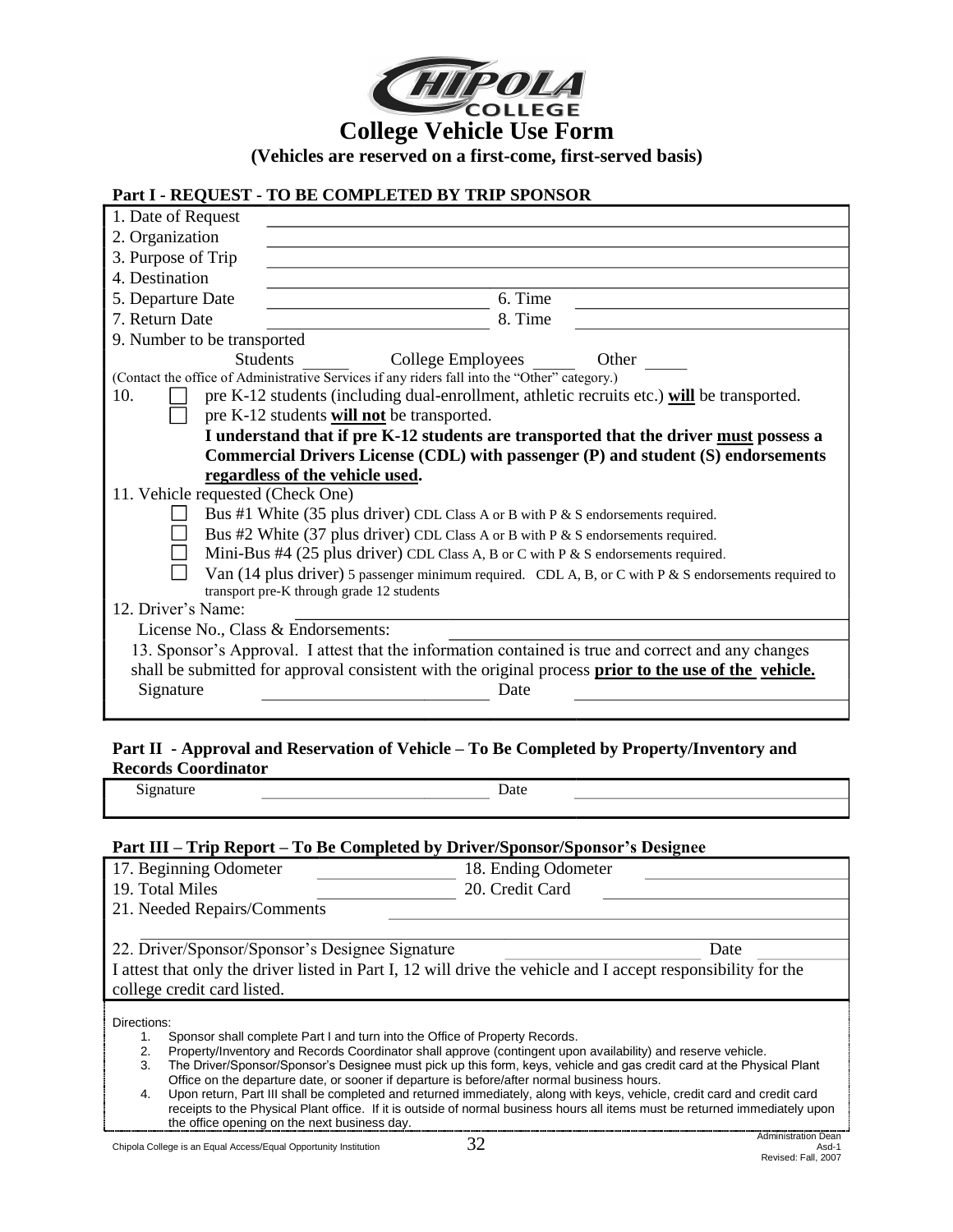# College Vehicle Use Form

**(Vehicles are reserved on a first-come, first-served basis)**

## Part I - REQUEST - TO BE COMPLETED BY TRIP SPONSOR

1. Date of Request ______________________
2. Organization ______________________
3. Purpose of Trip ______________________
4. Destination ______________________
5. Departure Date ______________ 6. Time ______________
7. Return Date ______________ 8. Time ______________
9. Number to be transported
   Students _____ College Employees _____ Other _____

(Contact the office of Administrative Services if any riders fall into the "Other" category.)

10. ☐ pre K-12 students (including dual-enrollment, athletic recruits etc.) **will** be transported.
    ☐ pre K-12 students **will not** be transported.

    **I understand that if pre K-12 students are transported that the driver must possess a Commercial Drivers License (CDL) with passenger (P) and student (S) endorsements regardless of the vehicle used.**

11. Vehicle requested (Check One)
    - ☐ Bus #1 White (35 plus driver) CDL Class A or B with P & S endorsements required.
    - ☐ Bus #2 White (37 plus driver) CDL Class A or B with P & S endorsements required.
    - ☐ Mini-Bus #4 (25 plus driver) CDL Class A, B or C with P & S endorsements required.
    - ☐ Van (14 plus driver) 5 passenger minimum required. CDL A, B, or C with P & S endorsements required to transport pre-K through grade 12 students

12. Driver's Name: ______________________
    License No., Class & Endorsements: ______________________

13. Sponsor's Approval. I attest that the information contained is true and correct and any changes shall be submitted for approval consistent with the original process **prior to the use of the vehicle.**

    Signature ______________ Date ______________

## Part II - Approval and Reservation of Vehicle – To Be Completed by Property/Inventory and Records Coordinator

Signature ______________ Date ______________

## Part III – Trip Report – To Be Completed by Driver/Sponsor/Sponsor's Designee

17. Beginning Odometer ______________ 18. Ending Odometer ______________
19. Total Miles ______________ 20. Credit Card ______________
21. Needed Repairs/Comments ______________________

22. Driver/Sponsor/Sponsor's Designee Signature ______________ Date ______________

I attest that only the driver listed in Part I, 12 will drive the vehicle and I accept responsibility for the college credit card listed.

Directions:

1. Sponsor shall complete Part I and turn into the Office of Property Records.
2. Property/Inventory and Records Coordinator shall approve (contingent upon availability) and reserve vehicle.
3. The Driver/Sponsor/Sponsor's Designee must pick up this form, keys, vehicle and gas credit card at the Physical Plant Office on the departure date, or sooner if departure is before/after normal business hours.
4. Upon return, Part III shall be completed and returned immediately, along with keys, vehicle, credit card and credit card receipts to the Physical Plant office. If it is outside of normal business hours all items must be returned immediately upon the office opening on the next business day.

Chipola College is an Equal Access/Equal Opportunity Institution

Administration Dean
Asd-1
Revised: Fall, 2007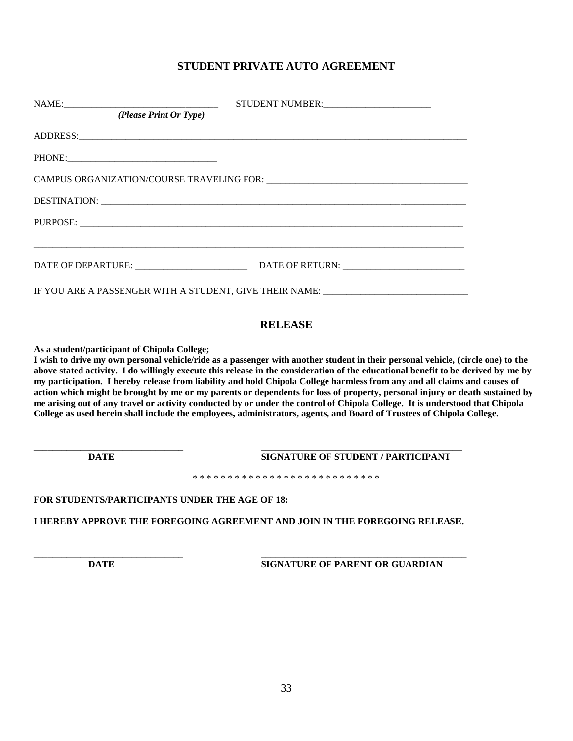# STUDENT PRIVATE AUTO AGREEMENT

NAME:_________________________________ STUDENT NUMBER:_______________________

*(Please Print Or Type)*

ADDRESS:_____________________________________________________________________________________

PHONE:________________________________

CAMPUS ORGANIZATION/COURSE TRAVELING FOR: ____________________________________________

DESTINATION: ________________________________________________________________________________

PURPOSE: ____________________________________________________________________________________

_____________________________________________________________________________________________

DATE OF DEPARTURE: ________________________ DATE OF RETURN: __________________________

IF YOU ARE A PASSENGER WITH A STUDENT, GIVE THEIR NAME: ______________________________

## RELEASE

**As a student/participant of Chipola College;**
**I wish to drive my own personal vehicle/ride as a passenger with another student in their personal vehicle, (circle one) to the above stated activity. I do willingly execute this release in the consideration of the educational benefit to be derived by me by my participation. I hereby release from liability and hold Chipola College harmless from any and all claims and causes of action which might be brought by me or my parents or dependents for loss of property, personal injury or death sustained by me arising out of any travel or activity conducted by or under the control of Chipola College. It is understood that Chipola College as used herein shall include the employees, administrators, agents, and Board of Trustees of Chipola College.**

_______________________________ ___________________________________________

**DATE** **SIGNATURE OF STUDENT / PARTICIPANT**

* * * * * * * * * * * * * * * * * * * * * * * * * * *

**FOR STUDENTS/PARTICIPANTS UNDER THE AGE OF 18:**

**I HEREBY APPROVE THE FOREGOING AGREEMENT AND JOIN IN THE FOREGOING RELEASE.**

_______________________________ ___________________________________________

**DATE** **SIGNATURE OF PARENT OR GUARDIAN**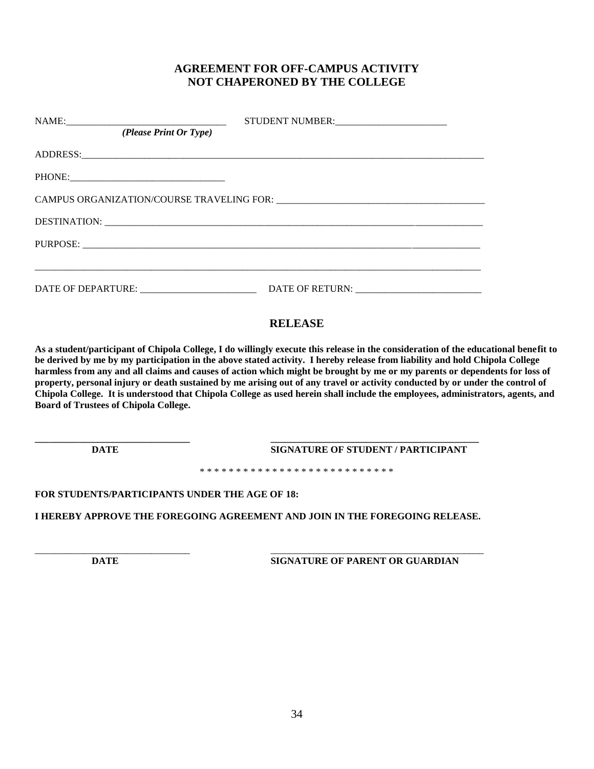# AGREEMENT FOR OFF-CAMPUS ACTIVITY NOT CHAPERONED BY THE COLLEGE

NAME:_________________________________ STUDENT NUMBER:_______________________
*(Please Print Or Type)*

ADDRESS:_________________________________________________________________________________________

PHONE:________________________________

CAMPUS ORGANIZATION/COURSE TRAVELING FOR: ___________________________________________

DESTINATION: ___________________________________________________________________________________

PURPOSE: _______________________________________________________________________________________

_______________________________________________________________________________________________

DATE OF DEPARTURE: _______________________ DATE OF RETURN: _________________________

## RELEASE

**As a student/participant of Chipola College, I do willingly execute this release in the consideration of the educational benefit to be derived by me by my participation in the above stated activity. I hereby release from liability and hold Chipola College harmless from any and all claims and causes of action which might be brought by me or my parents or dependents for loss of property, personal injury or death sustained by me arising out of any travel or activity conducted by or under the control of Chipola College. It is understood that Chipola College as used herein shall include the employees, administrators, agents, and Board of Trustees of Chipola College.**

_______________________________ _____________________________________________
**DATE** **SIGNATURE OF STUDENT / PARTICIPANT**

* * * * * * * * * * * * * * * * * * * * * * * * * * *

**FOR STUDENTS/PARTICIPANTS UNDER THE AGE OF 18:**

**I HEREBY APPROVE THE FOREGOING AGREEMENT AND JOIN IN THE FOREGOING RELEASE.**

_______________________________ _____________________________________________
**DATE** **SIGNATURE OF PARENT OR GUARDIAN**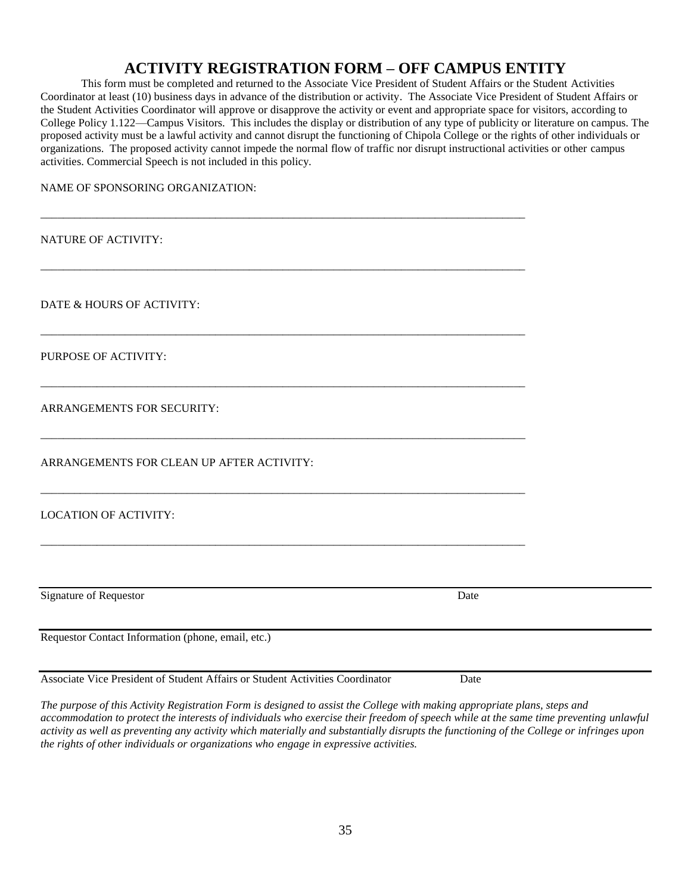# ACTIVITY REGISTRATION FORM – OFF CAMPUS ENTITY

This form must be completed and returned to the Associate Vice President of Student Affairs or the Student Activities Coordinator at least (10) business days in advance of the distribution or activity. The Associate Vice President of Student Affairs or the Student Activities Coordinator will approve or disapprove the activity or event and appropriate space for visitors, according to College Policy 1.122—Campus Visitors. This includes the display or distribution of any type of publicity or literature on campus. The proposed activity must be a lawful activity and cannot disrupt the functioning of Chipola College or the rights of other individuals or organizations. The proposed activity cannot impede the normal flow of traffic nor disrupt instructional activities or other campus activities. Commercial Speech is not included in this policy.

NAME OF SPONSORING ORGANIZATION:

_______________________________________________________________________________

NATURE OF ACTIVITY:

_______________________________________________________________________________

DATE & HOURS OF ACTIVITY:

_______________________________________________________________________________

PURPOSE OF ACTIVITY:

_______________________________________________________________________________

ARRANGEMENTS FOR SECURITY:

_______________________________________________________________________________

ARRANGEMENTS FOR CLEAN UP AFTER ACTIVITY:

_______________________________________________________________________________

LOCATION OF ACTIVITY:

_______________________________________________________________________________

_______________________________________________________________________________

Signature of Requestor Date

_______________________________________________________________________________

Requestor Contact Information (phone, email, etc.)

_______________________________________________________________________________

Associate Vice President of Student Affairs or Student Activities Coordinator Date

*The purpose of this Activity Registration Form is designed to assist the College with making appropriate plans, steps and accommodation to protect the interests of individuals who exercise their freedom of speech while at the same time preventing unlawful activity as well as preventing any activity which materially and substantially disrupts the functioning of the College or infringes upon the rights of other individuals or organizations who engage in expressive activities.*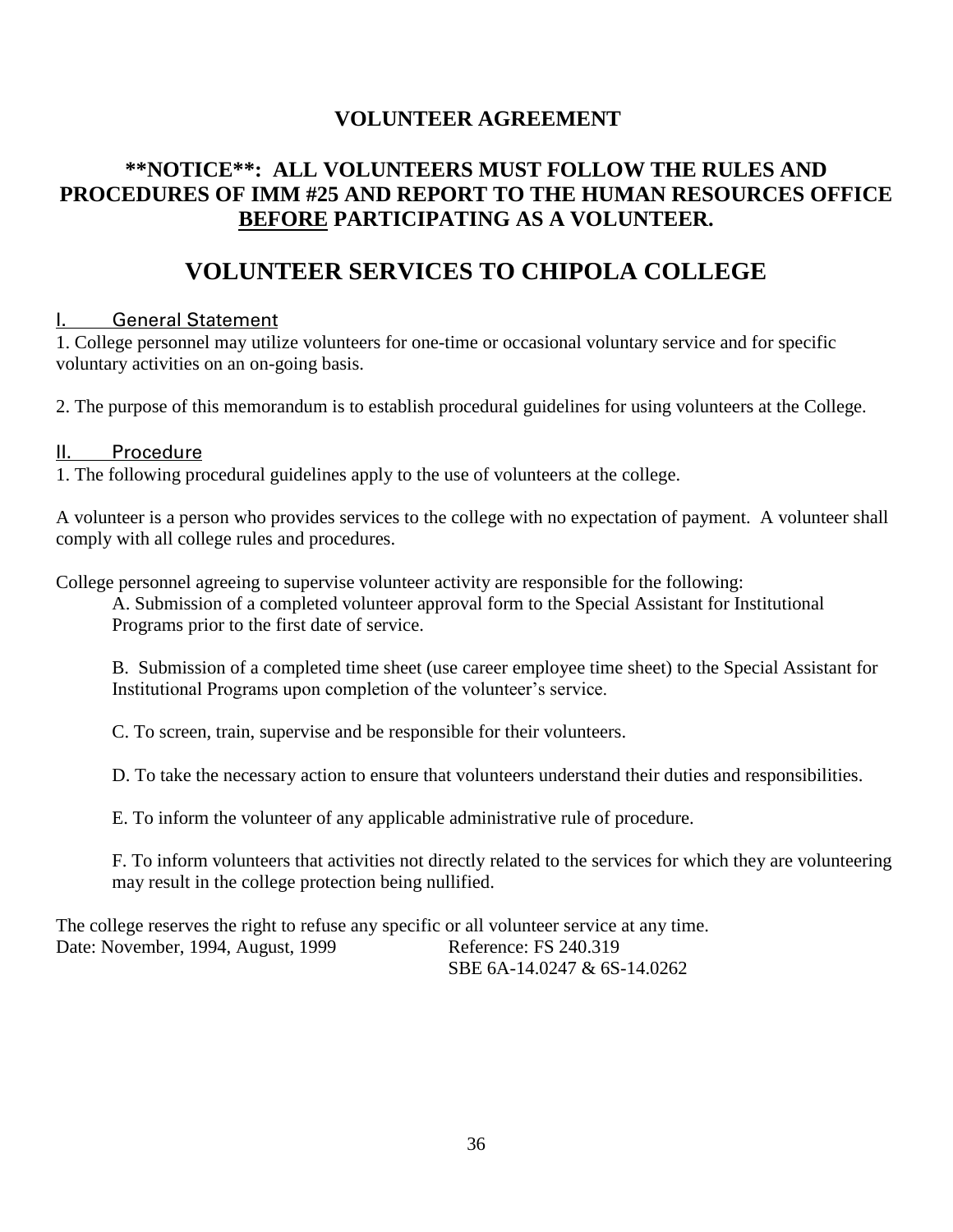# VOLUNTEER AGREEMENT

## \*\*NOTICE\*\*: ALL VOLUNTEERS MUST FOLLOW THE RULES AND PROCEDURES OF IMM #25 AND REPORT TO THE HUMAN RESOURCES OFFICE <u>BEFORE</u> PARTICIPATING AS A VOLUNTEER.

# VOLUNTEER SERVICES TO CHIPOLA COLLEGE

### I. General Statement

1. College personnel may utilize volunteers for one-time or occasional voluntary service and for specific voluntary activities on an on-going basis.

2. The purpose of this memorandum is to establish procedural guidelines for using volunteers at the College.

### II. Procedure

1. The following procedural guidelines apply to the use of volunteers at the college.

A volunteer is a person who provides services to the college with no expectation of payment. A volunteer shall comply with all college rules and procedures.

College personnel agreeing to supervise volunteer activity are responsible for the following:

A. Submission of a completed volunteer approval form to the Special Assistant for Institutional Programs prior to the first date of service.

B. Submission of a completed time sheet (use career employee time sheet) to the Special Assistant for Institutional Programs upon completion of the volunteer's service.

C. To screen, train, supervise and be responsible for their volunteers.

D. To take the necessary action to ensure that volunteers understand their duties and responsibilities.

E. To inform the volunteer of any applicable administrative rule of procedure.

F. To inform volunteers that activities not directly related to the services for which they are volunteering may result in the college protection being nullified.

The college reserves the right to refuse any specific or all volunteer service at any time.

Date: November, 1994, August, 1999

Reference: FS 240.319
SBE 6A-14.0247 & 6S-14.0262